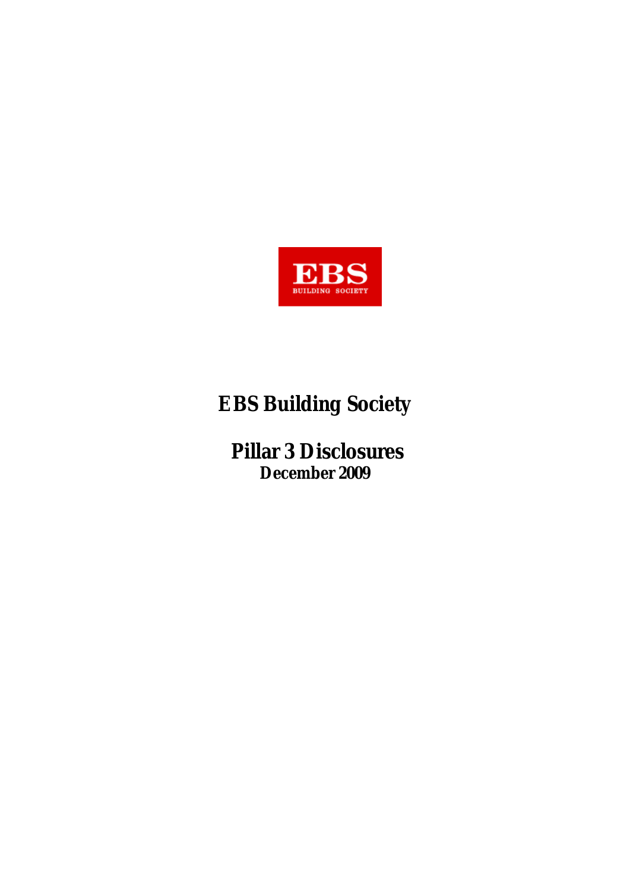# EBS Building Society

## Pillar 3 Disclosures

**December 2009**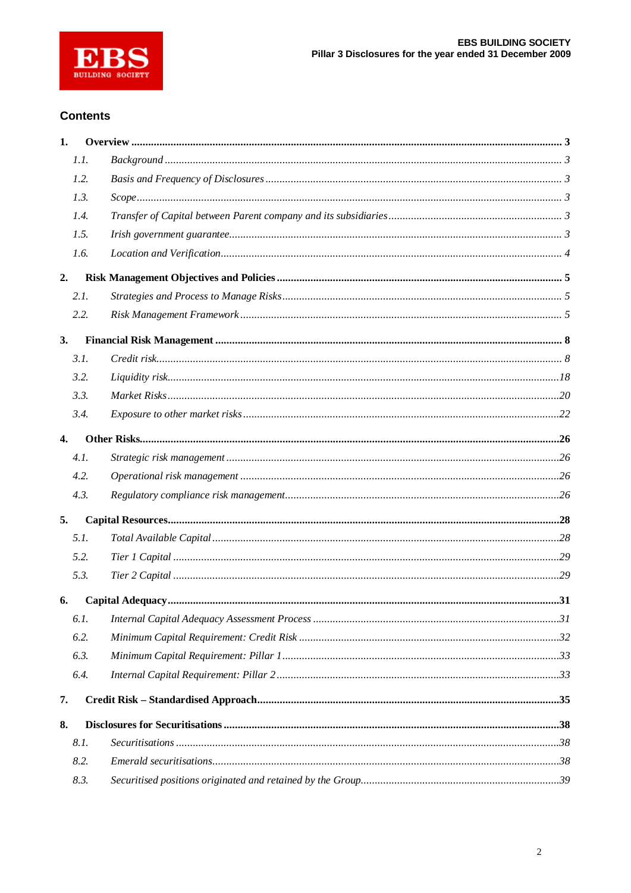## Contents

| | | |
|---|---|---|
| **1.** | **Overview** | **3** |
| *1.1.* | *Background* | *3* |
| *1.2.* | *Basis and Frequency of Disclosures* | *3* |
| *1.3.* | *Scope* | *3* |
| *1.4.* | *Transfer of Capital between Parent company and its subsidiaries* | *3* |
| *1.5.* | *Irish government guarantee* | *3* |
| *1.6.* | *Location and Verification* | *4* |
| **2.** | **Risk Management Objectives and Policies** | **5** |
| *2.1.* | *Strategies and Process to Manage Risks* | *5* |
| *2.2.* | *Risk Management Framework* | *5* |
| **3.** | **Financial Risk Management** | **8** |
| *3.1.* | *Credit risk* | *8* |
| *3.2.* | *Liquidity risk* | *18* |
| *3.3.* | *Market Risks* | *20* |
| *3.4.* | *Exposure to other market risks* | *22* |
| **4.** | **Other Risks** | **26** |
| *4.1.* | *Strategic risk management* | *26* |
| *4.2.* | *Operational risk management* | *26* |
| *4.3.* | *Regulatory compliance risk management* | *26* |
| **5.** | **Capital Resources** | **28** |
| *5.1.* | *Total Available Capital* | *28* |
| *5.2.* | *Tier 1 Capital* | *29* |
| *5.3.* | *Tier 2 Capital* | *29* |
| **6.** | **Capital Adequacy** | **31** |
| *6.1.* | *Internal Capital Adequacy Assessment Process* | *31* |
| *6.2.* | *Minimum Capital Requirement: Credit Risk* | *32* |
| *6.3.* | *Minimum Capital Requirement: Pillar 1* | *33* |
| *6.4.* | *Internal Capital Requirement: Pillar 2* | *33* |
| **7.** | **Credit Risk – Standardised Approach** | **35** |
| **8.** | **Disclosures for Securitisations** | **38** |
| *8.1.* | *Securitisations* | *38* |
| *8.2.* | *Emerald securitisations* | *38* |
| *8.3.* | *Securitised positions originated and retained by the Group* | *39* |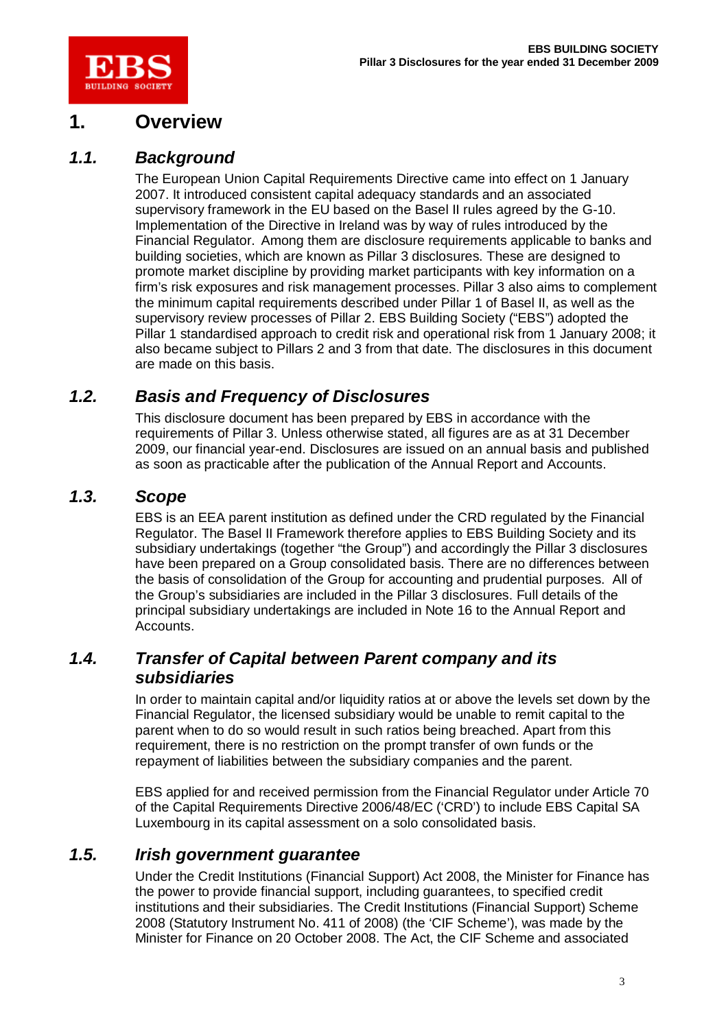# 1. Overview

## *1.1. Background*

The European Union Capital Requirements Directive came into effect on 1 January 2007. It introduced consistent capital adequacy standards and an associated supervisory framework in the EU based on the Basel II rules agreed by the G-10. Implementation of the Directive in Ireland was by way of rules introduced by the Financial Regulator. Among them are disclosure requirements applicable to banks and building societies, which are known as Pillar 3 disclosures. These are designed to promote market discipline by providing market participants with key information on a firm's risk exposures and risk management processes. Pillar 3 also aims to complement the minimum capital requirements described under Pillar 1 of Basel II, as well as the supervisory review processes of Pillar 2. EBS Building Society ("EBS") adopted the Pillar 1 standardised approach to credit risk and operational risk from 1 January 2008; it also became subject to Pillars 2 and 3 from that date. The disclosures in this document are made on this basis.

## *1.2. Basis and Frequency of Disclosures*

This disclosure document has been prepared by EBS in accordance with the requirements of Pillar 3. Unless otherwise stated, all figures are as at 31 December 2009, our financial year-end. Disclosures are issued on an annual basis and published as soon as practicable after the publication of the Annual Report and Accounts.

## *1.3. Scope*

EBS is an EEA parent institution as defined under the CRD regulated by the Financial Regulator. The Basel II Framework therefore applies to EBS Building Society and its subsidiary undertakings (together "the Group") and accordingly the Pillar 3 disclosures have been prepared on a Group consolidated basis. There are no differences between the basis of consolidation of the Group for accounting and prudential purposes. All of the Group's subsidiaries are included in the Pillar 3 disclosures. Full details of the principal subsidiary undertakings are included in Note 16 to the Annual Report and Accounts.

## *1.4. Transfer of Capital between Parent company and its subsidiaries*

In order to maintain capital and/or liquidity ratios at or above the levels set down by the Financial Regulator, the licensed subsidiary would be unable to remit capital to the parent when to do so would result in such ratios being breached. Apart from this requirement, there is no restriction on the prompt transfer of own funds or the repayment of liabilities between the subsidiary companies and the parent.

EBS applied for and received permission from the Financial Regulator under Article 70 of the Capital Requirements Directive 2006/48/EC ('CRD') to include EBS Capital SA Luxembourg in its capital assessment on a solo consolidated basis.

## *1.5. Irish government guarantee*

Under the Credit Institutions (Financial Support) Act 2008, the Minister for Finance has the power to provide financial support, including guarantees, to specified credit institutions and their subsidiaries. The Credit Institutions (Financial Support) Scheme 2008 (Statutory Instrument No. 411 of 2008) (the 'CIF Scheme'), was made by the Minister for Finance on 20 October 2008. The Act, the CIF Scheme and associated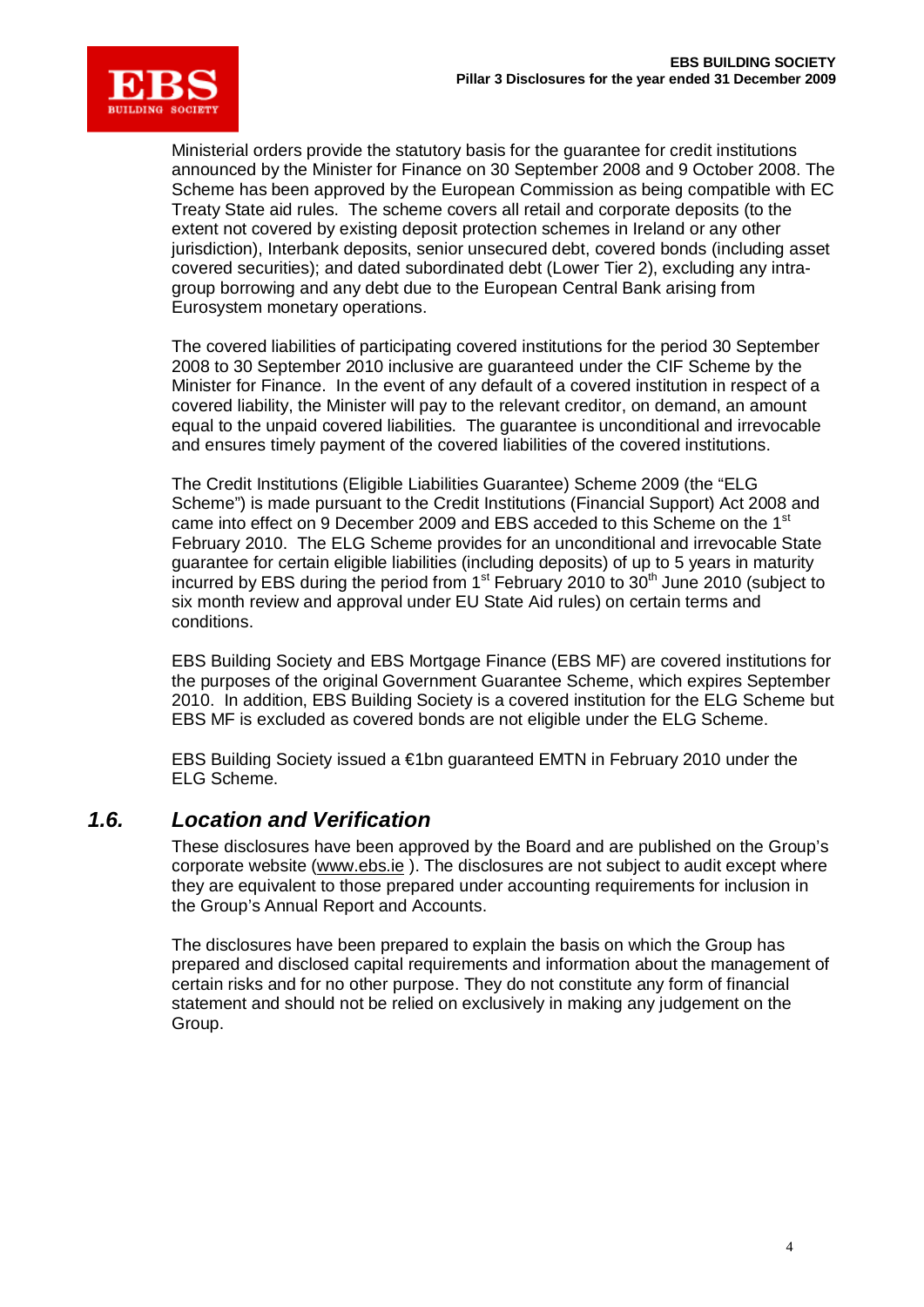Ministerial orders provide the statutory basis for the guarantee for credit institutions announced by the Minister for Finance on 30 September 2008 and 9 October 2008. The Scheme has been approved by the European Commission as being compatible with EC Treaty State aid rules. The scheme covers all retail and corporate deposits (to the extent not covered by existing deposit protection schemes in Ireland or any other jurisdiction), Interbank deposits, senior unsecured debt, covered bonds (including asset covered securities); and dated subordinated debt (Lower Tier 2), excluding any intra-group borrowing and any debt due to the European Central Bank arising from Eurosystem monetary operations.

The covered liabilities of participating covered institutions for the period 30 September 2008 to 30 September 2010 inclusive are guaranteed under the CIF Scheme by the Minister for Finance. In the event of any default of a covered institution in respect of a covered liability, the Minister will pay to the relevant creditor, on demand, an amount equal to the unpaid covered liabilities. The guarantee is unconditional and irrevocable and ensures timely payment of the covered liabilities of the covered institutions.

The Credit Institutions (Eligible Liabilities Guarantee) Scheme 2009 (the "ELG Scheme") is made pursuant to the Credit Institutions (Financial Support) Act 2008 and came into effect on 9 December 2009 and EBS acceded to this Scheme on the 1st February 2010. The ELG Scheme provides for an unconditional and irrevocable State guarantee for certain eligible liabilities (including deposits) of up to 5 years in maturity incurred by EBS during the period from 1st February 2010 to 30th June 2010 (subject to six month review and approval under EU State Aid rules) on certain terms and conditions.

EBS Building Society and EBS Mortgage Finance (EBS MF) are covered institutions for the purposes of the original Government Guarantee Scheme, which expires September 2010. In addition, EBS Building Society is a covered institution for the ELG Scheme but EBS MF is excluded as covered bonds are not eligible under the ELG Scheme.

EBS Building Society issued a €1bn guaranteed EMTN in February 2010 under the ELG Scheme.

## *1.6. Location and Verification*

These disclosures have been approved by the Board and are published on the Group's corporate website (www.ebs.ie ). The disclosures are not subject to audit except where they are equivalent to those prepared under accounting requirements for inclusion in the Group's Annual Report and Accounts.

The disclosures have been prepared to explain the basis on which the Group has prepared and disclosed capital requirements and information about the management of certain risks and for no other purpose. They do not constitute any form of financial statement and should not be relied on exclusively in making any judgement on the Group.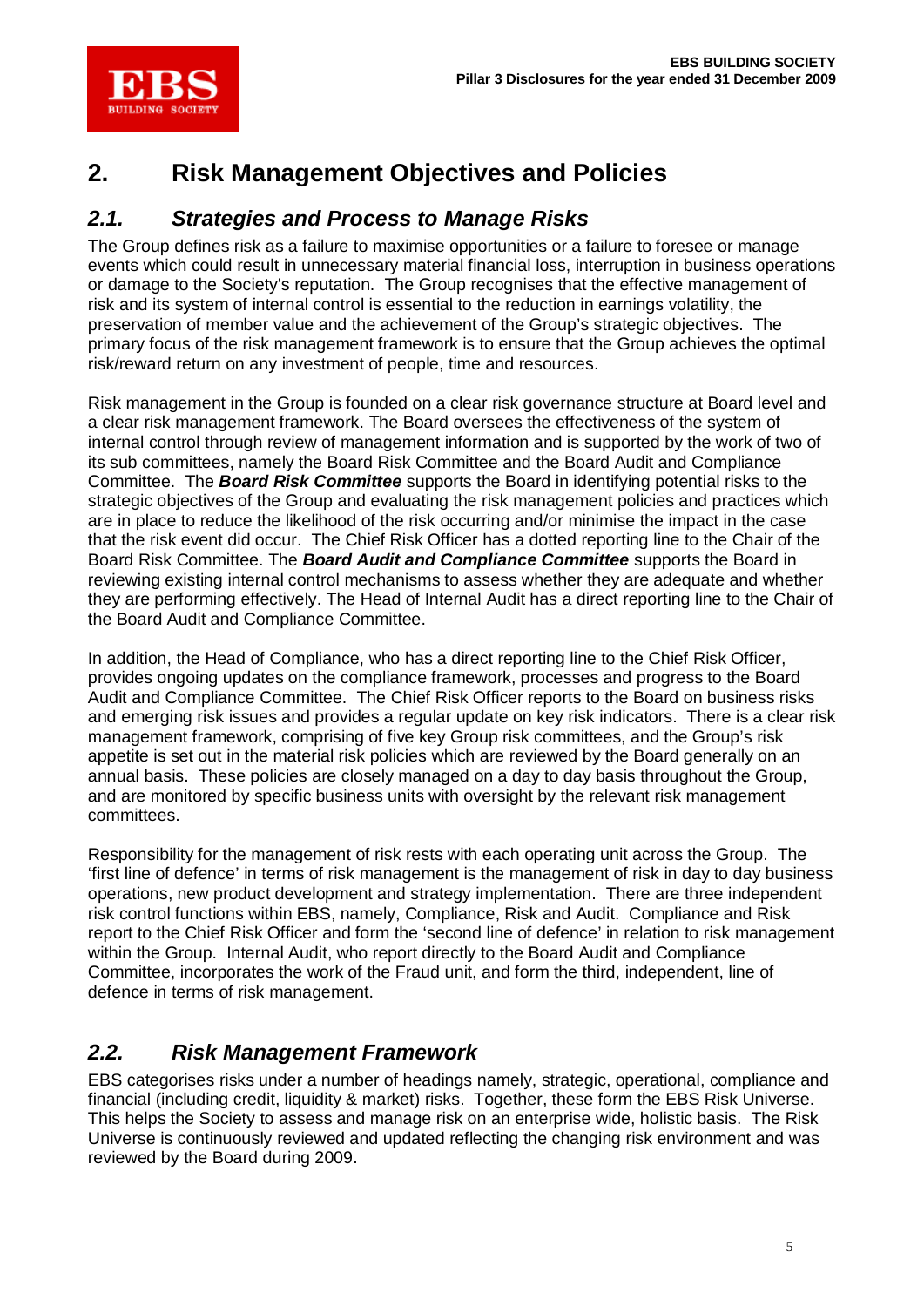## 2. Risk Management Objectives and Policies

### *2.1. Strategies and Process to Manage Risks*

The Group defines risk as a failure to maximise opportunities or a failure to foresee or manage events which could result in unnecessary material financial loss, interruption in business operations or damage to the Society's reputation. The Group recognises that the effective management of risk and its system of internal control is essential to the reduction in earnings volatility, the preservation of member value and the achievement of the Group's strategic objectives. The primary focus of the risk management framework is to ensure that the Group achieves the optimal risk/reward return on any investment of people, time and resources.

Risk management in the Group is founded on a clear risk governance structure at Board level and a clear risk management framework. The Board oversees the effectiveness of the system of internal control through review of management information and is supported by the work of two of its sub committees, namely the Board Risk Committee and the Board Audit and Compliance Committee. The ***Board Risk Committee*** supports the Board in identifying potential risks to the strategic objectives of the Group and evaluating the risk management policies and practices which are in place to reduce the likelihood of the risk occurring and/or minimise the impact in the case that the risk event did occur. The Chief Risk Officer has a dotted reporting line to the Chair of the Board Risk Committee. The ***Board Audit and Compliance Committee*** supports the Board in reviewing existing internal control mechanisms to assess whether they are adequate and whether they are performing effectively. The Head of Internal Audit has a direct reporting line to the Chair of the Board Audit and Compliance Committee.

In addition, the Head of Compliance, who has a direct reporting line to the Chief Risk Officer, provides ongoing updates on the compliance framework, processes and progress to the Board Audit and Compliance Committee. The Chief Risk Officer reports to the Board on business risks and emerging risk issues and provides a regular update on key risk indicators. There is a clear risk management framework, comprising of five key Group risk committees, and the Group's risk appetite is set out in the material risk policies which are reviewed by the Board generally on an annual basis. These policies are closely managed on a day to day basis throughout the Group, and are monitored by specific business units with oversight by the relevant risk management committees.

Responsibility for the management of risk rests with each operating unit across the Group. The 'first line of defence' in terms of risk management is the management of risk in day to day business operations, new product development and strategy implementation. There are three independent risk control functions within EBS, namely, Compliance, Risk and Audit. Compliance and Risk report to the Chief Risk Officer and form the 'second line of defence' in relation to risk management within the Group. Internal Audit, who report directly to the Board Audit and Compliance Committee, incorporates the work of the Fraud unit, and form the third, independent, line of defence in terms of risk management.

### *2.2. Risk Management Framework*

EBS categorises risks under a number of headings namely, strategic, operational, compliance and financial (including credit, liquidity & market) risks. Together, these form the EBS Risk Universe. This helps the Society to assess and manage risk on an enterprise wide, holistic basis. The Risk Universe is continuously reviewed and updated reflecting the changing risk environment and was reviewed by the Board during 2009.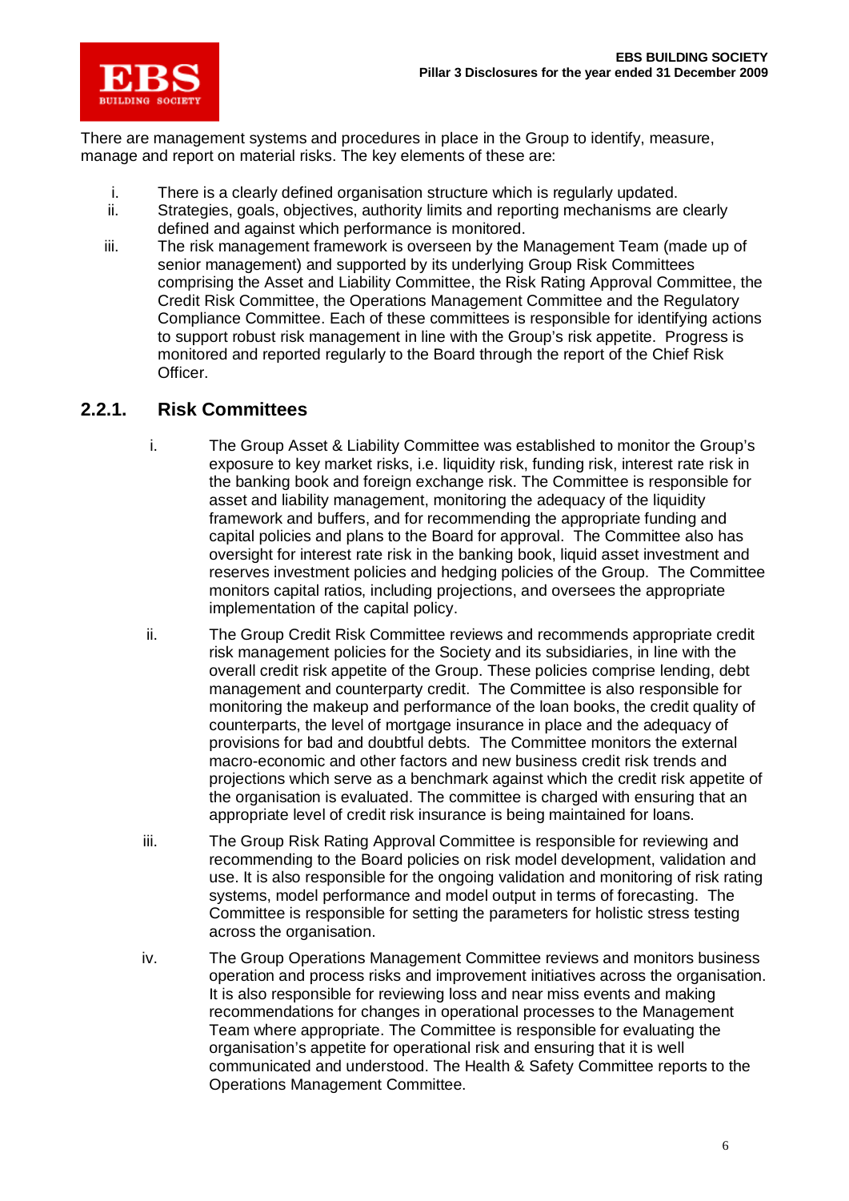There are management systems and procedures in place in the Group to identify, measure, manage and report on material risks. The key elements of these are:

i. There is a clearly defined organisation structure which is regularly updated.
ii. Strategies, goals, objectives, authority limits and reporting mechanisms are clearly defined and against which performance is monitored.
iii. The risk management framework is overseen by the Management Team (made up of senior management) and supported by its underlying Group Risk Committees comprising the Asset and Liability Committee, the Risk Rating Approval Committee, the Credit Risk Committee, the Operations Management Committee and the Regulatory Compliance Committee. Each of these committees is responsible for identifying actions to support robust risk management in line with the Group's risk appetite. Progress is monitored and reported regularly to the Board through the report of the Chief Risk Officer.

### 2.2.1. Risk Committees

i. The Group Asset & Liability Committee was established to monitor the Group's exposure to key market risks, i.e. liquidity risk, funding risk, interest rate risk in the banking book and foreign exchange risk. The Committee is responsible for asset and liability management, monitoring the adequacy of the liquidity framework and buffers, and for recommending the appropriate funding and capital policies and plans to the Board for approval. The Committee also has oversight for interest rate risk in the banking book, liquid asset investment and reserves investment policies and hedging policies of the Group. The Committee monitors capital ratios, including projections, and oversees the appropriate implementation of the capital policy.

ii. The Group Credit Risk Committee reviews and recommends appropriate credit risk management policies for the Society and its subsidiaries, in line with the overall credit risk appetite of the Group. These policies comprise lending, debt management and counterparty credit. The Committee is also responsible for monitoring the makeup and performance of the loan books, the credit quality of counterparts, the level of mortgage insurance in place and the adequacy of provisions for bad and doubtful debts. The Committee monitors the external macro-economic and other factors and new business credit risk trends and projections which serve as a benchmark against which the credit risk appetite of the organisation is evaluated. The committee is charged with ensuring that an appropriate level of credit risk insurance is being maintained for loans.

iii. The Group Risk Rating Approval Committee is responsible for reviewing and recommending to the Board policies on risk model development, validation and use. It is also responsible for the ongoing validation and monitoring of risk rating systems, model performance and model output in terms of forecasting. The Committee is responsible for setting the parameters for holistic stress testing across the organisation.

iv. The Group Operations Management Committee reviews and monitors business operation and process risks and improvement initiatives across the organisation. It is also responsible for reviewing loss and near miss events and making recommendations for changes in operational processes to the Management Team where appropriate. The Committee is responsible for evaluating the organisation's appetite for operational risk and ensuring that it is well communicated and understood. The Health & Safety Committee reports to the Operations Management Committee.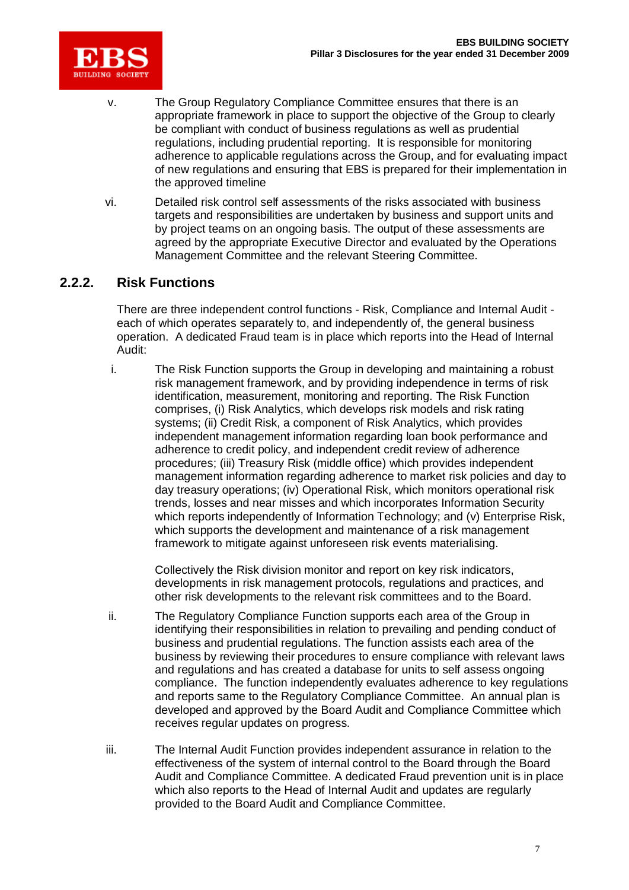v. The Group Regulatory Compliance Committee ensures that there is an appropriate framework in place to support the objective of the Group to clearly be compliant with conduct of business regulations as well as prudential regulations, including prudential reporting. It is responsible for monitoring adherence to applicable regulations across the Group, and for evaluating impact of new regulations and ensuring that EBS is prepared for their implementation in the approved timeline

vi. Detailed risk control self assessments of the risks associated with business targets and responsibilities are undertaken by business and support units and by project teams on an ongoing basis. The output of these assessments are agreed by the appropriate Executive Director and evaluated by the Operations Management Committee and the relevant Steering Committee.

## 2.2.2. Risk Functions

There are three independent control functions - Risk, Compliance and Internal Audit - each of which operates separately to, and independently of, the general business operation. A dedicated Fraud team is in place which reports into the Head of Internal Audit:

i. The Risk Function supports the Group in developing and maintaining a robust risk management framework, and by providing independence in terms of risk identification, measurement, monitoring and reporting. The Risk Function comprises, (i) Risk Analytics, which develops risk models and risk rating systems; (ii) Credit Risk, a component of Risk Analytics, which provides independent management information regarding loan book performance and adherence to credit policy, and independent credit review of adherence procedures; (iii) Treasury Risk (middle office) which provides independent management information regarding adherence to market risk policies and day to day treasury operations; (iv) Operational Risk, which monitors operational risk trends, losses and near misses and which incorporates Information Security which reports independently of Information Technology; and (v) Enterprise Risk, which supports the development and maintenance of a risk management framework to mitigate against unforeseen risk events materialising.

   Collectively the Risk division monitor and report on key risk indicators, developments in risk management protocols, regulations and practices, and other risk developments to the relevant risk committees and to the Board.

ii. The Regulatory Compliance Function supports each area of the Group in identifying their responsibilities in relation to prevailing and pending conduct of business and prudential regulations. The function assists each area of the business by reviewing their procedures to ensure compliance with relevant laws and regulations and has created a database for units to self assess ongoing compliance. The function independently evaluates adherence to key regulations and reports same to the Regulatory Compliance Committee. An annual plan is developed and approved by the Board Audit and Compliance Committee which receives regular updates on progress.

iii. The Internal Audit Function provides independent assurance in relation to the effectiveness of the system of internal control to the Board through the Board Audit and Compliance Committee. A dedicated Fraud prevention unit is in place which also reports to the Head of Internal Audit and updates are regularly provided to the Board Audit and Compliance Committee.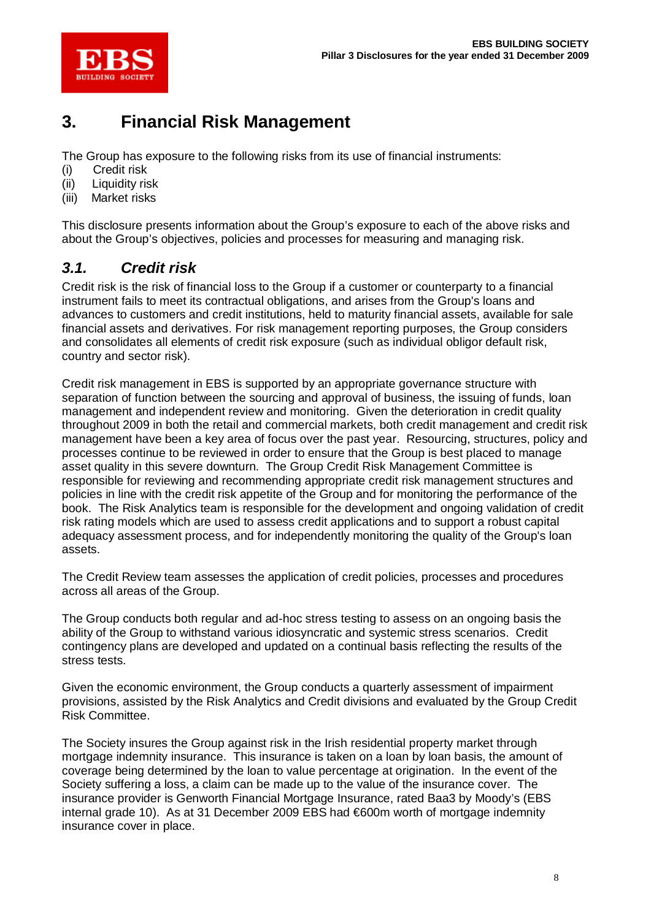# 3. Financial Risk Management

The Group has exposure to the following risks from its use of financial instruments:

(i) Credit risk
(ii) Liquidity risk
(iii) Market risks

This disclosure presents information about the Group's exposure to each of the above risks and about the Group's objectives, policies and processes for measuring and managing risk.

## *3.1. Credit risk*

Credit risk is the risk of financial loss to the Group if a customer or counterparty to a financial instrument fails to meet its contractual obligations, and arises from the Group's loans and advances to customers and credit institutions, held to maturity financial assets, available for sale financial assets and derivatives. For risk management reporting purposes, the Group considers and consolidates all elements of credit risk exposure (such as individual obligor default risk, country and sector risk).

Credit risk management in EBS is supported by an appropriate governance structure with separation of function between the sourcing and approval of business, the issuing of funds, loan management and independent review and monitoring. Given the deterioration in credit quality throughout 2009 in both the retail and commercial markets, both credit management and credit risk management have been a key area of focus over the past year. Resourcing, structures, policy and processes continue to be reviewed in order to ensure that the Group is best placed to manage asset quality in this severe downturn. The Group Credit Risk Management Committee is responsible for reviewing and recommending appropriate credit risk management structures and policies in line with the credit risk appetite of the Group and for monitoring the performance of the book. The Risk Analytics team is responsible for the development and ongoing validation of credit risk rating models which are used to assess credit applications and to support a robust capital adequacy assessment process, and for independently monitoring the quality of the Group's loan assets.

The Credit Review team assesses the application of credit policies, processes and procedures across all areas of the Group.

The Group conducts both regular and ad-hoc stress testing to assess on an ongoing basis the ability of the Group to withstand various idiosyncratic and systemic stress scenarios. Credit contingency plans are developed and updated on a continual basis reflecting the results of the stress tests.

Given the economic environment, the Group conducts a quarterly assessment of impairment provisions, assisted by the Risk Analytics and Credit divisions and evaluated by the Group Credit Risk Committee.

The Society insures the Group against risk in the Irish residential property market through mortgage indemnity insurance. This insurance is taken on a loan by loan basis, the amount of coverage being determined by the loan to value percentage at origination. In the event of the Society suffering a loss, a claim can be made up to the value of the insurance cover. The insurance provider is Genworth Financial Mortgage Insurance, rated Baa3 by Moody's (EBS internal grade 10). As at 31 December 2009 EBS had €600m worth of mortgage indemnity insurance cover in place.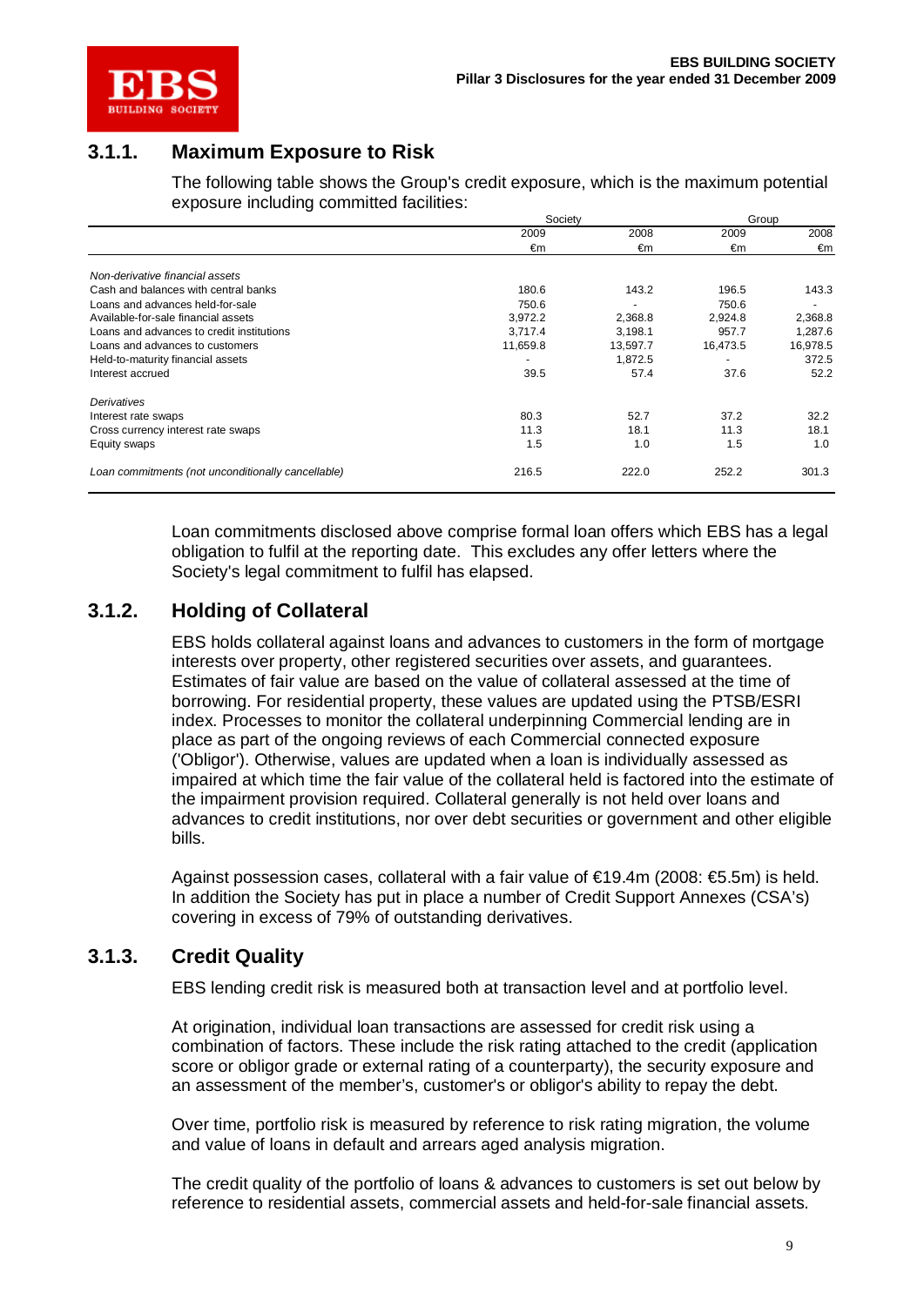## 3.1.1. Maximum Exposure to Risk

The following table shows the Group's credit exposure, which is the maximum potential exposure including committed facilities:

| | Society | | Group | |
|---|---|---|---|---|
| | 2009 | 2008 | 2009 | 2008 |
| | €m | €m | €m | €m |
| *Non-derivative financial assets* | | | | |
| Cash and balances with central banks | 180.6 | 143.2 | 196.5 | 143.3 |
| Loans and advances held-for-sale | 750.6 | - | 750.6 | - |
| Available-for-sale financial assets | 3,972.2 | 2,368.8 | 2,924.8 | 2,368.8 |
| Loans and advances to credit institutions | 3,717.4 | 3,198.1 | 957.7 | 1,287.6 |
| Loans and advances to customers | 11,659.8 | 13,597.7 | 16,473.5 | 16,978.5 |
| Held-to-maturity financial assets | - | 1,872.5 | - | 372.5 |
| Interest accrued | 39.5 | 57.4 | 37.6 | 52.2 |
| *Derivatives* | | | | |
| Interest rate swaps | 80.3 | 52.7 | 37.2 | 32.2 |
| Cross currency interest rate swaps | 11.3 | 18.1 | 11.3 | 18.1 |
| Equity swaps | 1.5 | 1.0 | 1.5 | 1.0 |
| *Loan commitments (not unconditionally cancellable)* | 216.5 | 222.0 | 252.2 | 301.3 |

Loan commitments disclosed above comprise formal loan offers which EBS has a legal obligation to fulfil at the reporting date. This excludes any offer letters where the Society's legal commitment to fulfil has elapsed.

## 3.1.2. Holding of Collateral

EBS holds collateral against loans and advances to customers in the form of mortgage interests over property, other registered securities over assets, and guarantees. Estimates of fair value are based on the value of collateral assessed at the time of borrowing. For residential property, these values are updated using the PTSB/ESRI index. Processes to monitor the collateral underpinning Commercial lending are in place as part of the ongoing reviews of each Commercial connected exposure ('Obligor'). Otherwise, values are updated when a loan is individually assessed as impaired at which time the fair value of the collateral held is factored into the estimate of the impairment provision required. Collateral generally is not held over loans and advances to credit institutions, nor over debt securities or government and other eligible bills.

Against possession cases, collateral with a fair value of €19.4m (2008: €5.5m) is held. In addition the Society has put in place a number of Credit Support Annexes (CSA's) covering in excess of 79% of outstanding derivatives.

## 3.1.3. Credit Quality

EBS lending credit risk is measured both at transaction level and at portfolio level.

At origination, individual loan transactions are assessed for credit risk using a combination of factors. These include the risk rating attached to the credit (application score or obligor grade or external rating of a counterparty), the security exposure and an assessment of the member's, customer's or obligor's ability to repay the debt.

Over time, portfolio risk is measured by reference to risk rating migration, the volume and value of loans in default and arrears aged analysis migration.

The credit quality of the portfolio of loans & advances to customers is set out below by reference to residential assets, commercial assets and held-for-sale financial assets.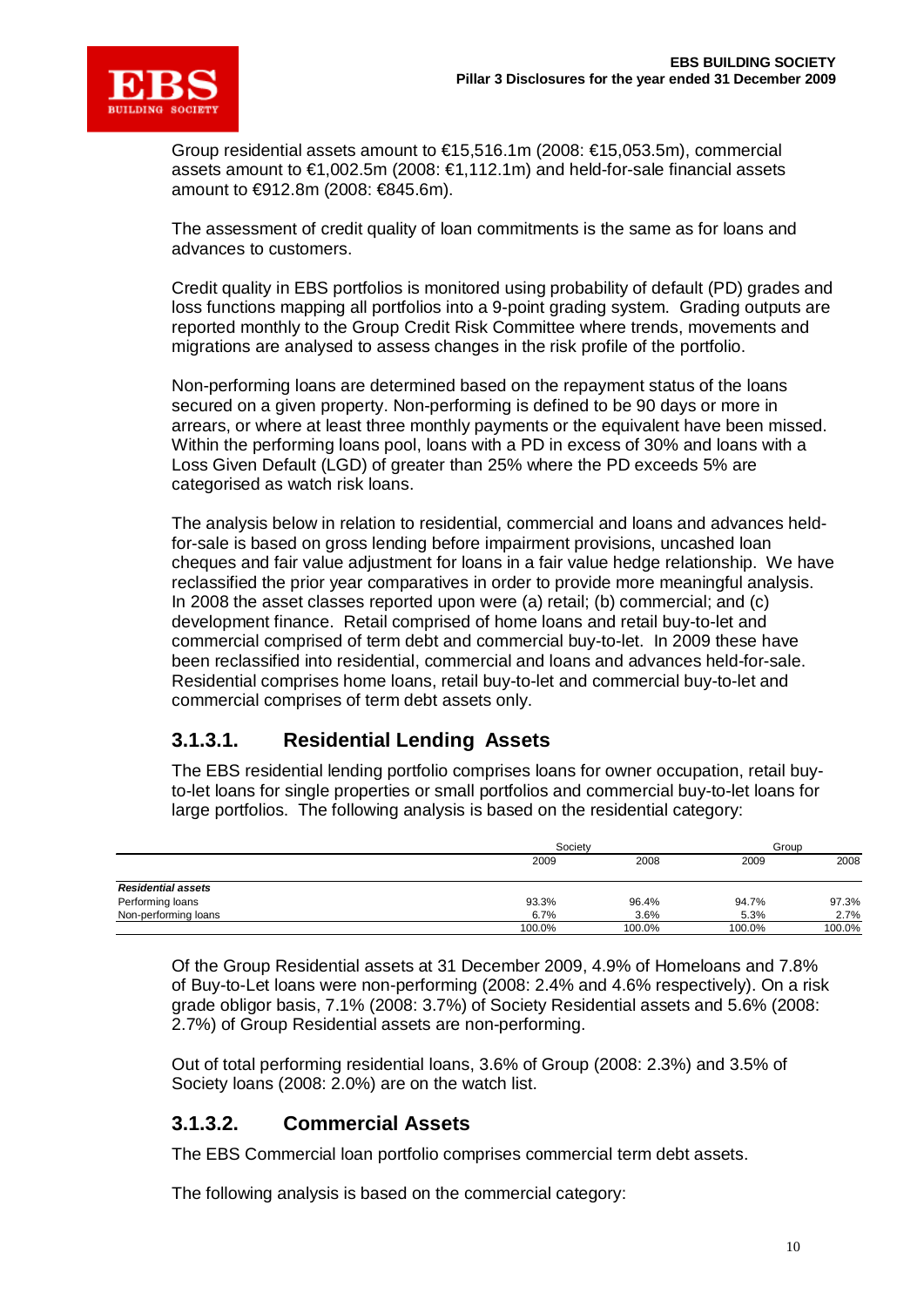Group residential assets amount to €15,516.1m (2008: €15,053.5m), commercial assets amount to €1,002.5m (2008: €1,112.1m) and held-for-sale financial assets amount to €912.8m (2008: €845.6m).

The assessment of credit quality of loan commitments is the same as for loans and advances to customers.

Credit quality in EBS portfolios is monitored using probability of default (PD) grades and loss functions mapping all portfolios into a 9-point grading system. Grading outputs are reported monthly to the Group Credit Risk Committee where trends, movements and migrations are analysed to assess changes in the risk profile of the portfolio.

Non-performing loans are determined based on the repayment status of the loans secured on a given property. Non-performing is defined to be 90 days or more in arrears, or where at least three monthly payments or the equivalent have been missed. Within the performing loans pool, loans with a PD in excess of 30% and loans with a Loss Given Default (LGD) of greater than 25% where the PD exceeds 5% are categorised as watch risk loans.

The analysis below in relation to residential, commercial and loans and advances held-for-sale is based on gross lending before impairment provisions, uncashed loan cheques and fair value adjustment for loans in a fair value hedge relationship. We have reclassified the prior year comparatives in order to provide more meaningful analysis. In 2008 the asset classes reported upon were (a) retail; (b) commercial; and (c) development finance. Retail comprised of home loans and retail buy-to-let and commercial comprised of term debt and commercial buy-to-let. In 2009 these have been reclassified into residential, commercial and loans and advances held-for-sale. Residential comprises home loans, retail buy-to-let and commercial buy-to-let and commercial comprises of term debt assets only.

## 3.1.3.1. Residential Lending Assets

The EBS residential lending portfolio comprises loans for owner occupation, retail buy-to-let loans for single properties or small portfolios and commercial buy-to-let loans for large portfolios. The following analysis is based on the residential category:

| | Society | | Group | |
|---|---|---|---|---|
| | 2009 | 2008 | 2009 | 2008 |
| ***Residential assets*** | | | | |
| Performing loans | 93.3% | 96.4% | 94.7% | 97.3% |
| Non-performing loans | 6.7% | 3.6% | 5.3% | 2.7% |
| | 100.0% | 100.0% | 100.0% | 100.0% |

Of the Group Residential assets at 31 December 2009, 4.9% of Homeloans and 7.8% of Buy-to-Let loans were non-performing (2008: 2.4% and 4.6% respectively). On a risk grade obligor basis, 7.1% (2008: 3.7%) of Society Residential assets and 5.6% (2008: 2.7%) of Group Residential assets are non-performing.

Out of total performing residential loans, 3.6% of Group (2008: 2.3%) and 3.5% of Society loans (2008: 2.0%) are on the watch list.

## 3.1.3.2. Commercial Assets

The EBS Commercial loan portfolio comprises commercial term debt assets.

The following analysis is based on the commercial category: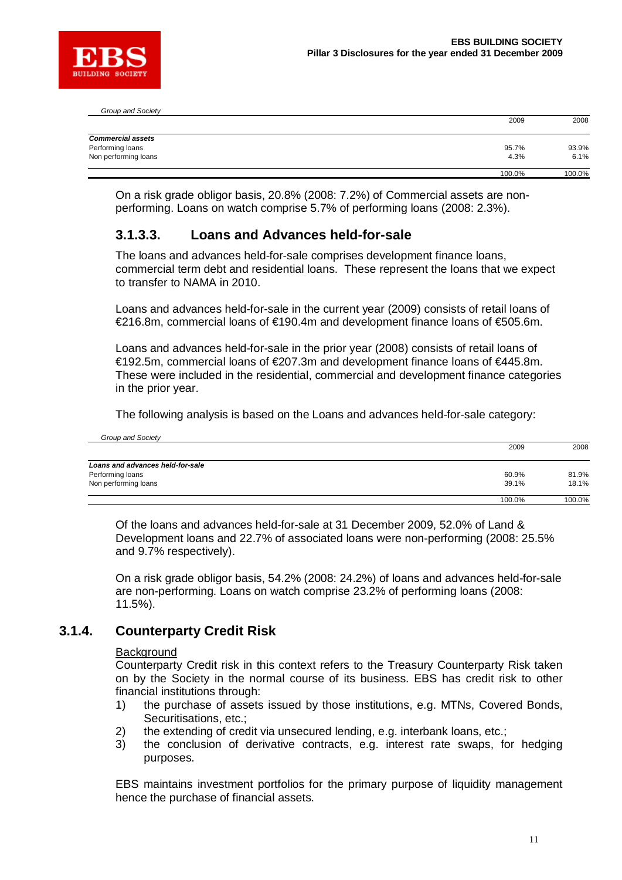*Group and Society*

| | 2009 | 2008 |
|---|---|---|
| ***Commercial assets*** | | |
| Performing loans | 95.7% | 93.9% |
| Non performing loans | 4.3% | 6.1% |
| | 100.0% | 100.0% |

On a risk grade obligor basis, 20.8% (2008: 7.2%) of Commercial assets are non-performing. Loans on watch comprise 5.7% of performing loans (2008: 2.3%).

### 3.1.3.3. Loans and Advances held-for-sale

The loans and advances held-for-sale comprises development finance loans, commercial term debt and residential loans. These represent the loans that we expect to transfer to NAMA in 2010.

Loans and advances held-for-sale in the current year (2009) consists of retail loans of €216.8m, commercial loans of €190.4m and development finance loans of €505.6m.

Loans and advances held-for-sale in the prior year (2008) consists of retail loans of €192.5m, commercial loans of €207.3m and development finance loans of €445.8m. These were included in the residential, commercial and development finance categories in the prior year.

The following analysis is based on the Loans and advances held-for-sale category:

*Group and Society*

| | 2009 | 2008 |
|---|---|---|
| ***Loans and advances held-for-sale*** | | |
| Performing loans | 60.9% | 81.9% |
| Non performing loans | 39.1% | 18.1% |
| | 100.0% | 100.0% |

Of the loans and advances held-for-sale at 31 December 2009, 52.0% of Land & Development loans and 22.7% of associated loans were non-performing (2008: 25.5% and 9.7% respectively).

On a risk grade obligor basis, 54.2% (2008: 24.2%) of loans and advances held-for-sale are non-performing. Loans on watch comprise 23.2% of performing loans (2008: 11.5%).

## 3.1.4. Counterparty Credit Risk

Background

Counterparty Credit risk in this context refers to the Treasury Counterparty Risk taken on by the Society in the normal course of its business. EBS has credit risk to other financial institutions through:

1) the purchase of assets issued by those institutions, e.g. MTNs, Covered Bonds, Securitisations, etc.;
2) the extending of credit via unsecured lending, e.g. interbank loans, etc.;
3) the conclusion of derivative contracts, e.g. interest rate swaps, for hedging purposes.

EBS maintains investment portfolios for the primary purpose of liquidity management hence the purchase of financial assets.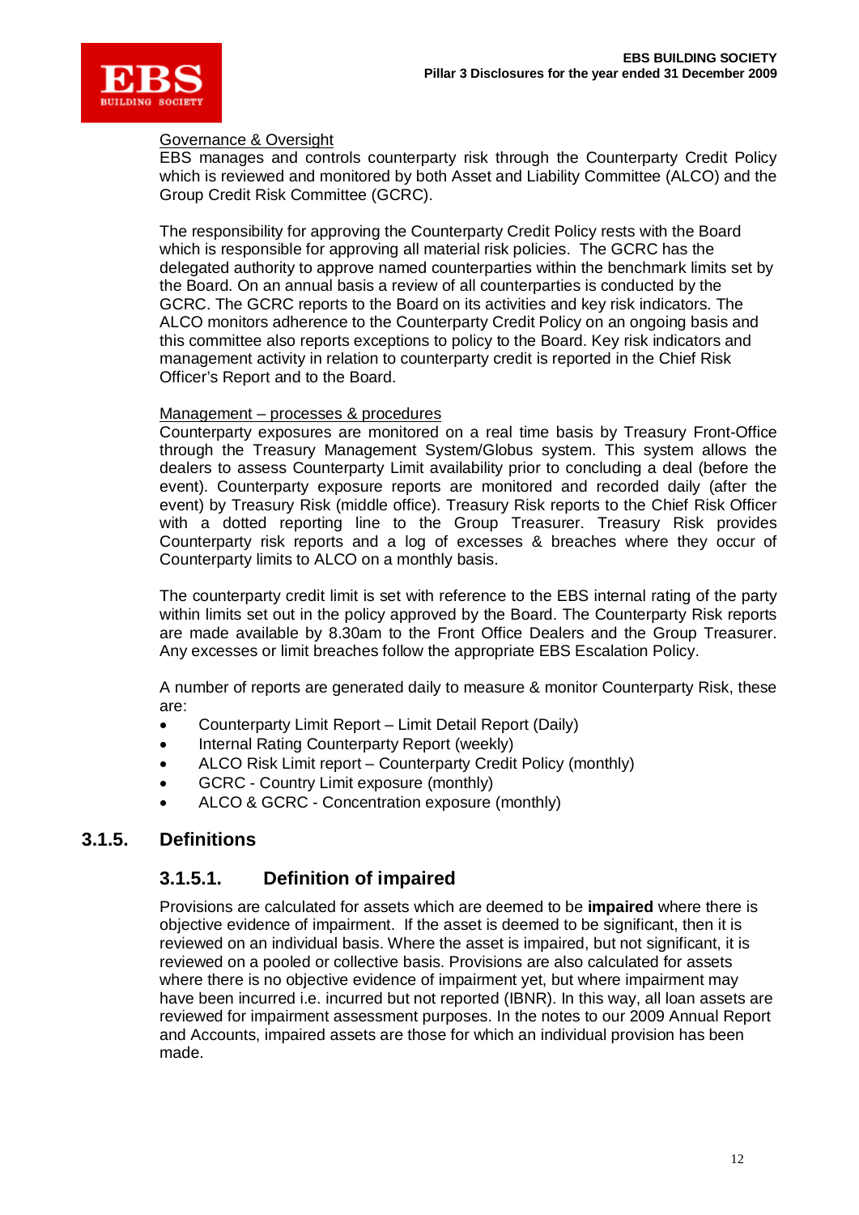Governance & Oversight

EBS manages and controls counterparty risk through the Counterparty Credit Policy which is reviewed and monitored by both Asset and Liability Committee (ALCO) and the Group Credit Risk Committee (GCRC).

The responsibility for approving the Counterparty Credit Policy rests with the Board which is responsible for approving all material risk policies. The GCRC has the delegated authority to approve named counterparties within the benchmark limits set by the Board. On an annual basis a review of all counterparties is conducted by the GCRC. The GCRC reports to the Board on its activities and key risk indicators. The ALCO monitors adherence to the Counterparty Credit Policy on an ongoing basis and this committee also reports exceptions to policy to the Board. Key risk indicators and management activity in relation to counterparty credit is reported in the Chief Risk Officer's Report and to the Board.

Management – processes & procedures

Counterparty exposures are monitored on a real time basis by Treasury Front-Office through the Treasury Management System/Globus system. This system allows the dealers to assess Counterparty Limit availability prior to concluding a deal (before the event). Counterparty exposure reports are monitored and recorded daily (after the event) by Treasury Risk (middle office). Treasury Risk reports to the Chief Risk Officer with a dotted reporting line to the Group Treasurer. Treasury Risk provides Counterparty risk reports and a log of excesses & breaches where they occur of Counterparty limits to ALCO on a monthly basis.

The counterparty credit limit is set with reference to the EBS internal rating of the party within limits set out in the policy approved by the Board. The Counterparty Risk reports are made available by 8.30am to the Front Office Dealers and the Group Treasurer. Any excesses or limit breaches follow the appropriate EBS Escalation Policy.

A number of reports are generated daily to measure & monitor Counterparty Risk, these are:

- Counterparty Limit Report – Limit Detail Report (Daily)
- Internal Rating Counterparty Report (weekly)
- ALCO Risk Limit report – Counterparty Credit Policy (monthly)
- GCRC - Country Limit exposure (monthly)
- ALCO & GCRC - Concentration exposure (monthly)

## 3.1.5. Definitions

### 3.1.5.1. Definition of impaired

Provisions are calculated for assets which are deemed to be **impaired** where there is objective evidence of impairment. If the asset is deemed to be significant, then it is reviewed on an individual basis. Where the asset is impaired, but not significant, it is reviewed on a pooled or collective basis. Provisions are also calculated for assets where there is no objective evidence of impairment yet, but where impairment may have been incurred i.e. incurred but not reported (IBNR). In this way, all loan assets are reviewed for impairment assessment purposes. In the notes to our 2009 Annual Report and Accounts, impaired assets are those for which an individual provision has been made.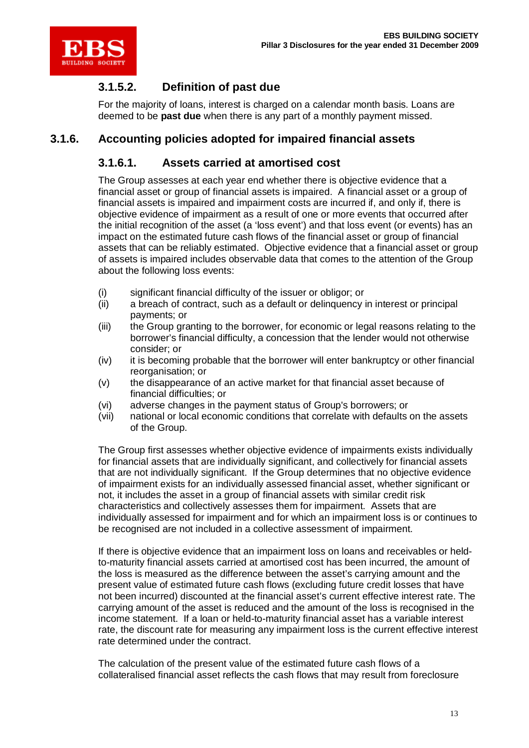#### 3.1.5.2. Definition of past due

For the majority of loans, interest is charged on a calendar month basis. Loans are deemed to be **past due** when there is any part of a monthly payment missed.

### 3.1.6. Accounting policies adopted for impaired financial assets

#### 3.1.6.1. Assets carried at amortised cost

The Group assesses at each year end whether there is objective evidence that a financial asset or group of financial assets is impaired. A financial asset or a group of financial assets is impaired and impairment costs are incurred if, and only if, there is objective evidence of impairment as a result of one or more events that occurred after the initial recognition of the asset (a 'loss event') and that loss event (or events) has an impact on the estimated future cash flows of the financial asset or group of financial assets that can be reliably estimated. Objective evidence that a financial asset or group of assets is impaired includes observable data that comes to the attention of the Group about the following loss events:

(i) significant financial difficulty of the issuer or obligor; or
(ii) a breach of contract, such as a default or delinquency in interest or principal payments; or
(iii) the Group granting to the borrower, for economic or legal reasons relating to the borrower's financial difficulty, a concession that the lender would not otherwise consider; or
(iv) it is becoming probable that the borrower will enter bankruptcy or other financial reorganisation; or
(v) the disappearance of an active market for that financial asset because of financial difficulties; or
(vi) adverse changes in the payment status of Group's borrowers; or
(vii) national or local economic conditions that correlate with defaults on the assets of the Group.

The Group first assesses whether objective evidence of impairments exists individually for financial assets that are individually significant, and collectively for financial assets that are not individually significant. If the Group determines that no objective evidence of impairment exists for an individually assessed financial asset, whether significant or not, it includes the asset in a group of financial assets with similar credit risk characteristics and collectively assesses them for impairment. Assets that are individually assessed for impairment and for which an impairment loss is or continues to be recognised are not included in a collective assessment of impairment.

If there is objective evidence that an impairment loss on loans and receivables or held-to-maturity financial assets carried at amortised cost has been incurred, the amount of the loss is measured as the difference between the asset's carrying amount and the present value of estimated future cash flows (excluding future credit losses that have not been incurred) discounted at the financial asset's current effective interest rate. The carrying amount of the asset is reduced and the amount of the loss is recognised in the income statement. If a loan or held-to-maturity financial asset has a variable interest rate, the discount rate for measuring any impairment loss is the current effective interest rate determined under the contract.

The calculation of the present value of the estimated future cash flows of a collateralised financial asset reflects the cash flows that may result from foreclosure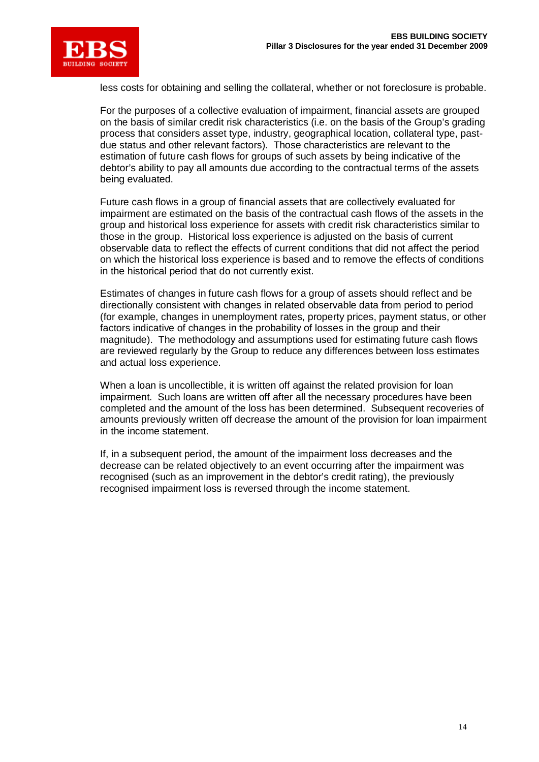less costs for obtaining and selling the collateral, whether or not foreclosure is probable.

For the purposes of a collective evaluation of impairment, financial assets are grouped on the basis of similar credit risk characteristics (i.e. on the basis of the Group's grading process that considers asset type, industry, geographical location, collateral type, past-due status and other relevant factors). Those characteristics are relevant to the estimation of future cash flows for groups of such assets by being indicative of the debtor's ability to pay all amounts due according to the contractual terms of the assets being evaluated.

Future cash flows in a group of financial assets that are collectively evaluated for impairment are estimated on the basis of the contractual cash flows of the assets in the group and historical loss experience for assets with credit risk characteristics similar to those in the group. Historical loss experience is adjusted on the basis of current observable data to reflect the effects of current conditions that did not affect the period on which the historical loss experience is based and to remove the effects of conditions in the historical period that do not currently exist.

Estimates of changes in future cash flows for a group of assets should reflect and be directionally consistent with changes in related observable data from period to period (for example, changes in unemployment rates, property prices, payment status, or other factors indicative of changes in the probability of losses in the group and their magnitude). The methodology and assumptions used for estimating future cash flows are reviewed regularly by the Group to reduce any differences between loss estimates and actual loss experience.

When a loan is uncollectible, it is written off against the related provision for loan impairment. Such loans are written off after all the necessary procedures have been completed and the amount of the loss has been determined. Subsequent recoveries of amounts previously written off decrease the amount of the provision for loan impairment in the income statement.

If, in a subsequent period, the amount of the impairment loss decreases and the decrease can be related objectively to an event occurring after the impairment was recognised (such as an improvement in the debtor's credit rating), the previously recognised impairment loss is reversed through the income statement.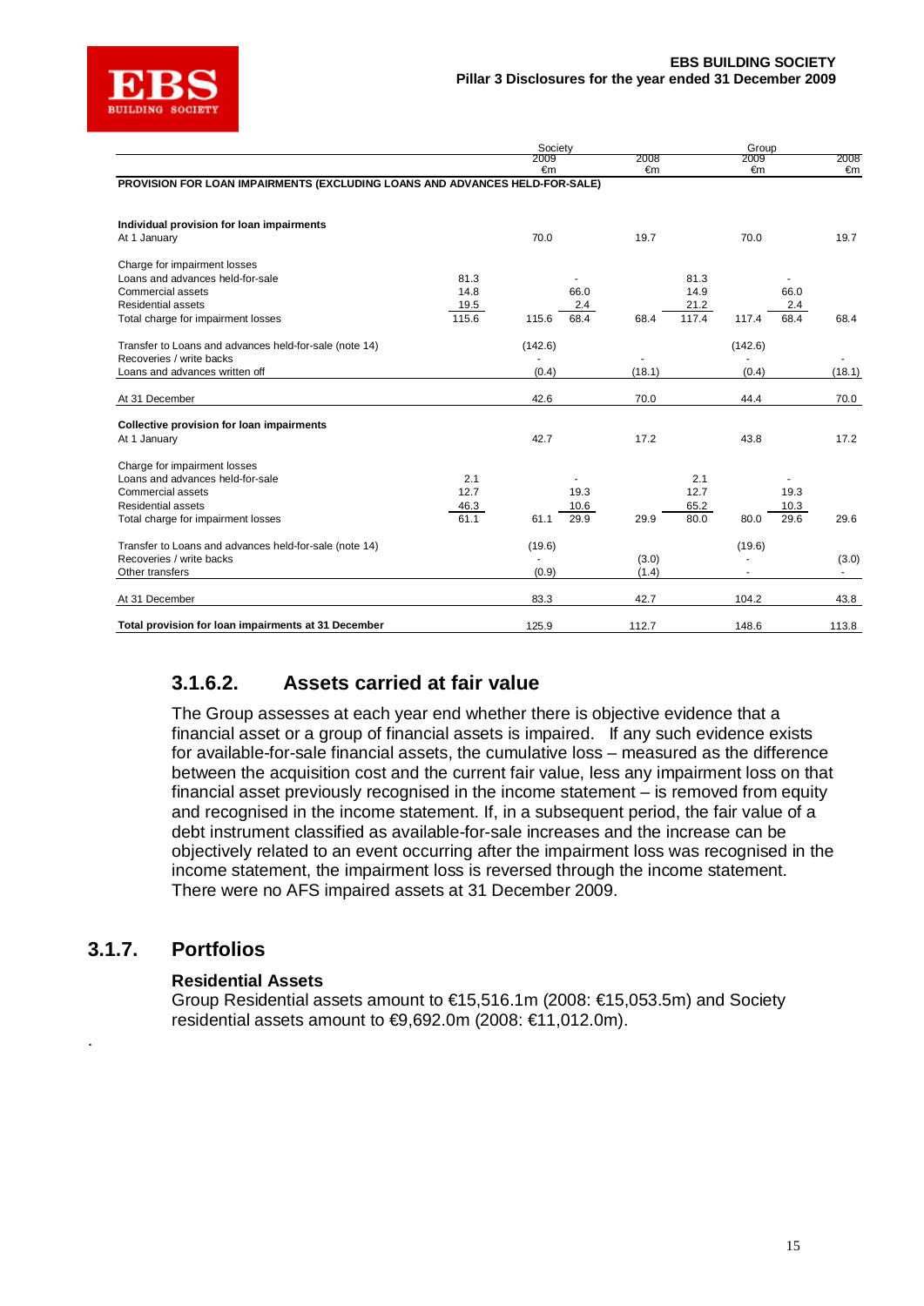| | Society | | | | Group | | | |
|---|---|---|---|---|---|---|---|---|
| | | 2009 €m | | 2008 €m | | 2009 €m | | 2008 €m |
| **PROVISION FOR LOAN IMPAIRMENTS (EXCLUDING LOANS AND ADVANCES HELD-FOR-SALE)** | | | | | | | | |
| **Individual provision for loan impairments** | | | | | | | | |
| At 1 January | | 70.0 | | 19.7 | | 70.0 | | 19.7 |
| Charge for impairment losses | | | | | | | | |
| Loans and advances held-for-sale | 81.3 | | - | | 81.3 | | - | |
| Commercial assets | 14.8 | | 66.0 | | 14.9 | | 66.0 | |
| Residential assets | 19.5 | | 2.4 | | 21.2 | | 2.4 | |
| Total charge for impairment losses | 115.6 | 115.6 | 68.4 | 68.4 | 117.4 | 117.4 | 68.4 | 68.4 |
| Transfer to Loans and advances held-for-sale (note 14) | | (142.6) | | | | (142.6) | | |
| Recoveries / write backs | | - | | - | | - | | - |
| Loans and advances written off | | (0.4) | | (18.1) | | (0.4) | | (18.1) |
| At 31 December | | 42.6 | | 70.0 | | 44.4 | | 70.0 |
| **Collective provision for loan impairments** | | | | | | | | |
| At 1 January | | 42.7 | | 17.2 | | 43.8 | | 17.2 |
| Charge for impairment losses | | | | | | | | |
| Loans and advances held-for-sale | 2.1 | | - | | 2.1 | | - | |
| Commercial assets | 12.7 | | 19.3 | | 12.7 | | 19.3 | |
| Residential assets | 46.3 | | 10.6 | | 65.2 | | 10.3 | |
| Total charge for impairment losses | 61.1 | 61.1 | 29.9 | 29.9 | 80.0 | 80.0 | 29.6 | 29.6 |
| Transfer to Loans and advances held-for-sale (note 14) | | (19.6) | | | | (19.6) | | |
| Recoveries / write backs | | - | | (3.0) | | - | | (3.0) |
| Other transfers | | (0.9) | | (1.4) | | - | | - |
| At 31 December | | 83.3 | | 42.7 | | 104.2 | | 43.8 |
| **Total provision for loan impairments at 31 December** | | 125.9 | | 112.7 | | 148.6 | | 113.8 |

### 3.1.6.2. Assets carried at fair value

The Group assesses at each year end whether there is objective evidence that a financial asset or a group of financial assets is impaired. If any such evidence exists for available-for-sale financial assets, the cumulative loss – measured as the difference between the acquisition cost and the current fair value, less any impairment loss on that financial asset previously recognised in the income statement – is removed from equity and recognised in the income statement. If, in a subsequent period, the fair value of a debt instrument classified as available-for-sale increases and the increase can be objectively related to an event occurring after the impairment loss was recognised in the income statement, the impairment loss is reversed through the income statement. There were no AFS impaired assets at 31 December 2009.

## 3.1.7. Portfolios

**Residential Assets**

Group Residential assets amount to €15,516.1m (2008: €15,053.5m) and Society residential assets amount to €9,692.0m (2008: €11,012.0m).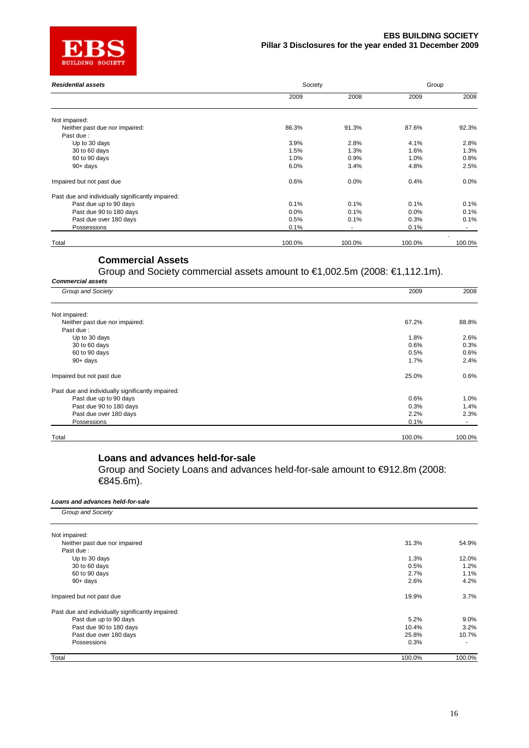**_Residential assets_**

| | Society | | Group | |
|---|---|---|---|---|
| | 2009 | 2008 | 2009 | 2008 |
| Not impaired: | | | | |
| Neither past due nor impaired: | 86.3% | 91.3% | 87.6% | 92.3% |
| Past due : | | | | |
| Up to 30 days | 3.9% | 2.8% | 4.1% | 2.8% |
| 30 to 60 days | 1.5% | 1.3% | 1.6% | 1.3% |
| 60 to 90 days | 1.0% | 0.9% | 1.0% | 0.8% |
| 90+ days | 6.0% | 3.4% | 4.8% | 2.5% |
| Impaired but not past due | 0.6% | 0.0% | 0.4% | 0.0% |
| Past due and individually significantly impaired: | | | | |
| Past due up to 90 days | 0.1% | 0.1% | 0.1% | 0.1% |
| Past due 90 to 180 days | 0.0% | 0.1% | 0.0% | 0.1% |
| Past due over 180 days | 0.5% | 0.1% | 0.3% | 0.1% |
| Possessions | 0.1% | - | 0.1% | - |
| Total | 100.0% | 100.0% | 100.0% | 100.0% |

## Commercial Assets

Group and Society commercial assets amount to €1,002.5m (2008: €1,112.1m).

**_Commercial assets_**

| _Group and Society_ | 2009 | 2008 |
|---|---|---|
| Not impaired: | | |
| Neither past due nor impaired: | 67.2% | 88.8% |
| Past due : | | |
| Up to 30 days | 1.8% | 2.6% |
| 30 to 60 days | 0.6% | 0.3% |
| 60 to 90 days | 0.5% | 0.6% |
| 90+ days | 1.7% | 2.4% |
| Impaired but not past due | 25.0% | 0.6% |
| Past due and individually significantly impaired: | | |
| Past due up to 90 days | 0.6% | 1.0% |
| Past due 90 to 180 days | 0.3% | 1.4% |
| Past due over 180 days | 2.2% | 2.3% |
| Possessions | 0.1% | - |
| Total | 100.0% | 100.0% |

## Loans and advances held-for-sale

Group and Society Loans and advances held-for-sale amount to €912.8m (2008: €845.6m).

**_Loans and advances held-for-sale_**

| _Group and Society_ | | |
|---|---|---|
| Not impaired: | | |
| Neither past due nor impaired | 31.3% | 54.9% |
| Past due : | | |
| Up to 30 days | 1.3% | 12.0% |
| 30 to 60 days | 0.5% | 1.2% |
| 60 to 90 days | 2.7% | 1.1% |
| 90+ days | 2.6% | 4.2% |
| Impaired but not past due | 19.9% | 3.7% |
| Past due and individually significantly impaired: | | |
| Past due up to 90 days | 5.2% | 9.0% |
| Past due 90 to 180 days | 10.4% | 3.2% |
| Past due over 180 days | 25.8% | 10.7% |
| Possessions | 0.3% | - |
| Total | 100.0% | 100.0% |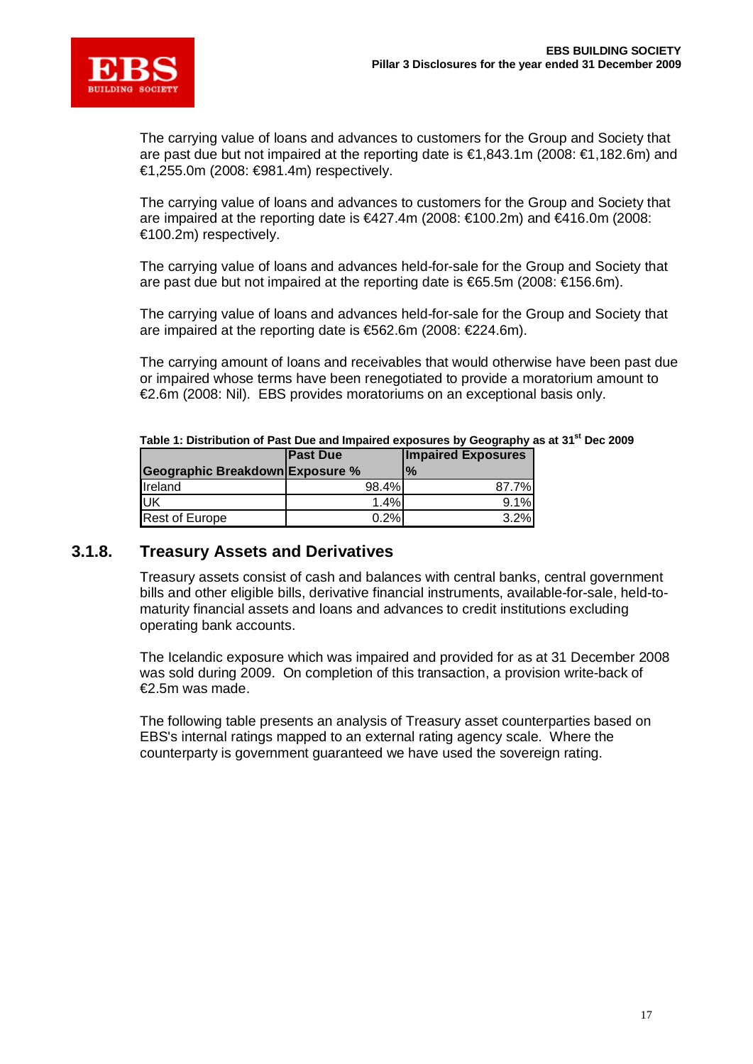The carrying value of loans and advances to customers for the Group and Society that are past due but not impaired at the reporting date is €1,843.1m (2008: €1,182.6m) and €1,255.0m (2008: €981.4m) respectively.

The carrying value of loans and advances to customers for the Group and Society that are impaired at the reporting date is €427.4m (2008: €100.2m) and €416.0m (2008: €100.2m) respectively.

The carrying value of loans and advances held-for-sale for the Group and Society that are past due but not impaired at the reporting date is €65.5m (2008: €156.6m).

The carrying value of loans and advances held-for-sale for the Group and Society that are impaired at the reporting date is €562.6m (2008: €224.6m).

The carrying amount of loans and receivables that would otherwise have been past due or impaired whose terms have been renegotiated to provide a moratorium amount to €2.6m (2008: Nil). EBS provides moratoriums on an exceptional basis only.

**Table 1: Distribution of Past Due and Impaired exposures by Geography as at 31st Dec 2009**

| Geographic Breakdown | Past Due Exposure % | Impaired Exposures % |
|---|---|---|
| Ireland | 98.4% | 87.7% |
| UK | 1.4% | 9.1% |
| Rest of Europe | 0.2% | 3.2% |

### 3.1.8. Treasury Assets and Derivatives

Treasury assets consist of cash and balances with central banks, central government bills and other eligible bills, derivative financial instruments, available-for-sale, held-to-maturity financial assets and loans and advances to credit institutions excluding operating bank accounts.

The Icelandic exposure which was impaired and provided for as at 31 December 2008 was sold during 2009. On completion of this transaction, a provision write-back of €2.5m was made.

The following table presents an analysis of Treasury asset counterparties based on EBS's internal ratings mapped to an external rating agency scale. Where the counterparty is government guaranteed we have used the sovereign rating.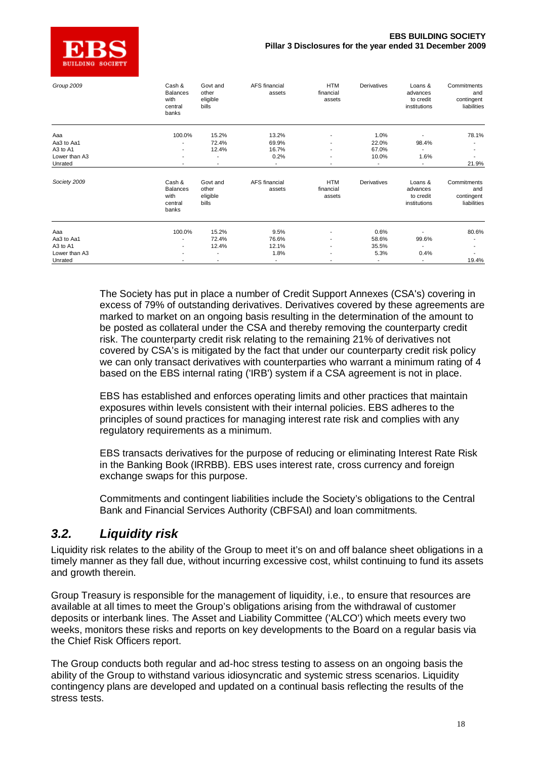| Group 2009 | Cash & Balances with central banks | Govt and other eligible bills | AFS financial assets | HTM financial assets | Derivatives | Loans & advances to credit institutions | Commitments and contingent liabilities |
|---|---|---|---|---|---|---|---|
| Aaa | 100.0% | 15.2% | 13.2% | - | 1.0% | - | 78.1% |
| Aa3 to Aa1 | - | 72.4% | 69.9% | - | 22.0% | 98.4% | - |
| A3 to A1 | - | 12.4% | 16.7% | - | 67.0% | - | - |
| Lower than A3 | - | - | 0.2% | - | 10.0% | 1.6% | - |
| Unrated | - | - | - | - | - | - | 21.9% |

| Society 2009 | Cash & Balances with central banks | Govt and other eligible bills | AFS financial assets | HTM financial assets | Derivatives | Loans & advances to credit institutions | Commitments and contingent liabilities |
|---|---|---|---|---|---|---|---|
| Aaa | 100.0% | 15.2% | 9.5% | - | 0.6% | - | 80.6% |
| Aa3 to Aa1 | - | 72.4% | 76.6% | - | 58.6% | 99.6% | - |
| A3 to A1 | - | 12.4% | 12.1% | - | 35.5% | - | - |
| Lower than A3 | - | - | 1.8% | - | 5.3% | 0.4% | - |
| Unrated | - | - | - | - | - | - | 19.4% |

The Society has put in place a number of Credit Support Annexes (CSA's) covering in excess of 79% of outstanding derivatives. Derivatives covered by these agreements are marked to market on an ongoing basis resulting in the determination of the amount to be posted as collateral under the CSA and thereby removing the counterparty credit risk. The counterparty credit risk relating to the remaining 21% of derivatives not covered by CSA's is mitigated by the fact that under our counterparty credit risk policy we can only transact derivatives with counterparties who warrant a minimum rating of 4 based on the EBS internal rating ('IRB') system if a CSA agreement is not in place.

EBS has established and enforces operating limits and other practices that maintain exposures within levels consistent with their internal policies. EBS adheres to the principles of sound practices for managing interest rate risk and complies with any regulatory requirements as a minimum.

EBS transacts derivatives for the purpose of reducing or eliminating Interest Rate Risk in the Banking Book (IRRBB). EBS uses interest rate, cross currency and foreign exchange swaps for this purpose.

Commitments and contingent liabilities include the Society's obligations to the Central Bank and Financial Services Authority (CBFSAI) and loan commitments.

## *3.2. Liquidity risk*

Liquidity risk relates to the ability of the Group to meet it's on and off balance sheet obligations in a timely manner as they fall due, without incurring excessive cost, whilst continuing to fund its assets and growth therein.

Group Treasury is responsible for the management of liquidity, i.e., to ensure that resources are available at all times to meet the Group's obligations arising from the withdrawal of customer deposits or interbank lines. The Asset and Liability Committee ('ALCO') which meets every two weeks, monitors these risks and reports on key developments to the Board on a regular basis via the Chief Risk Officers report.

The Group conducts both regular and ad-hoc stress testing to assess on an ongoing basis the ability of the Group to withstand various idiosyncratic and systemic stress scenarios. Liquidity contingency plans are developed and updated on a continual basis reflecting the results of the stress tests.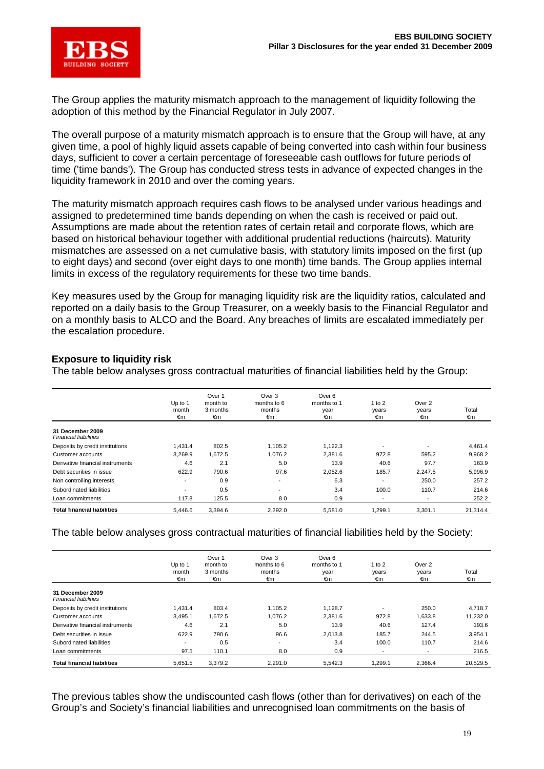The Group applies the maturity mismatch approach to the management of liquidity following the adoption of this method by the Financial Regulator in July 2007.

The overall purpose of a maturity mismatch approach is to ensure that the Group will have, at any given time, a pool of highly liquid assets capable of being converted into cash within four business days, sufficient to cover a certain percentage of foreseeable cash outflows for future periods of time ('time bands'). The Group has conducted stress tests in advance of expected changes in the liquidity framework in 2010 and over the coming years.

The maturity mismatch approach requires cash flows to be analysed under various headings and assigned to predetermined time bands depending on when the cash is received or paid out. Assumptions are made about the retention rates of certain retail and corporate flows, which are based on historical behaviour together with additional prudential reductions (haircuts). Maturity mismatches are assessed on a net cumulative basis, with statutory limits imposed on the first (up to eight days) and second (over eight days to one month) time bands. The Group applies internal limits in excess of the regulatory requirements for these two time bands.

Key measures used by the Group for managing liquidity risk are the liquidity ratios, calculated and reported on a daily basis to the Group Treasurer, on a weekly basis to the Financial Regulator and on a monthly basis to ALCO and the Board. Any breaches of limits are escalated immediately per the escalation procedure.

### Exposure to liquidity risk

The table below analyses gross contractual maturities of financial liabilities held by the Group:

| | Up to 1 month €m | Over 1 month to 3 months €m | Over 3 months to 6 months €m | Over 6 months to 1 year €m | 1 to 2 years €m | Over 2 years €m | Total €m |
|---|---|---|---|---|---|---|---|
| **31 December 2009** *Financial liabilities* | | | | | | | |
| Deposits by credit institutions | 1,431.4 | 802.5 | 1,105.2 | 1,122.3 | - | - | 4,461.4 |
| Customer accounts | 3,269.9 | 1,672.5 | 1,076.2 | 2,381.6 | 972.8 | 595.2 | 9,968.2 |
| Derivative financial instruments | 4.6 | 2.1 | 5.0 | 13.9 | 40.6 | 97.7 | 163.9 |
| Debt securities in issue | 622.9 | 790.6 | 97.6 | 2,052.6 | 185.7 | 2,247.5 | 5,996.9 |
| Non controlling interests | - | 0.9 | - | 6.3 | - | 250.0 | 257.2 |
| Subordinated liabilities | - | 0.5 | - | 3.4 | 100.0 | 110.7 | 214.6 |
| Loan commitments | 117.8 | 125.5 | 8.0 | 0.9 | - | - | 252.2 |
| **Total financial liabilities** | 5,446.6 | 3,394.6 | 2,292.0 | 5,581.0 | 1,299.1 | 3,301.1 | 21,314.4 |

The table below analyses gross contractual maturities of financial liabilities held by the Society:

| | Up to 1 month €m | Over 1 month to 3 months €m | Over 3 months to 6 months €m | Over 6 months to 1 year €m | 1 to 2 years €m | Over 2 years €m | Total €m |
|---|---|---|---|---|---|---|---|
| **31 December 2009** *Financial liabilities* | | | | | | | |
| Deposits by credit institutions | 1,431.4 | 803.4 | 1,105.2 | 1,128.7 | - | 250.0 | 4,718.7 |
| Customer accounts | 3,495.1 | 1,672.5 | 1,076.2 | 2,381.6 | 972.8 | 1,633.8 | 11,232.0 |
| Derivative financial instruments | 4.6 | 2.1 | 5.0 | 13.9 | 40.6 | 127.4 | 193.6 |
| Debt securities in issue | 622.9 | 790.6 | 96.6 | 2,013.8 | 185.7 | 244.5 | 3,954.1 |
| Subordinated liabilities | - | 0.5 | - | 3.4 | 100.0 | 110.7 | 214.6 |
| Loan commitments | 97.5 | 110.1 | 8.0 | 0.9 | - | - | 216.5 |
| **Total financial liabilities** | 5,651.5 | 3,379.2 | 2,291.0 | 5,542.3 | 1,299.1 | 2,366.4 | 20,529.5 |

The previous tables show the undiscounted cash flows (other than for derivatives) on each of the Group's and Society's financial liabilities and unrecognised loan commitments on the basis of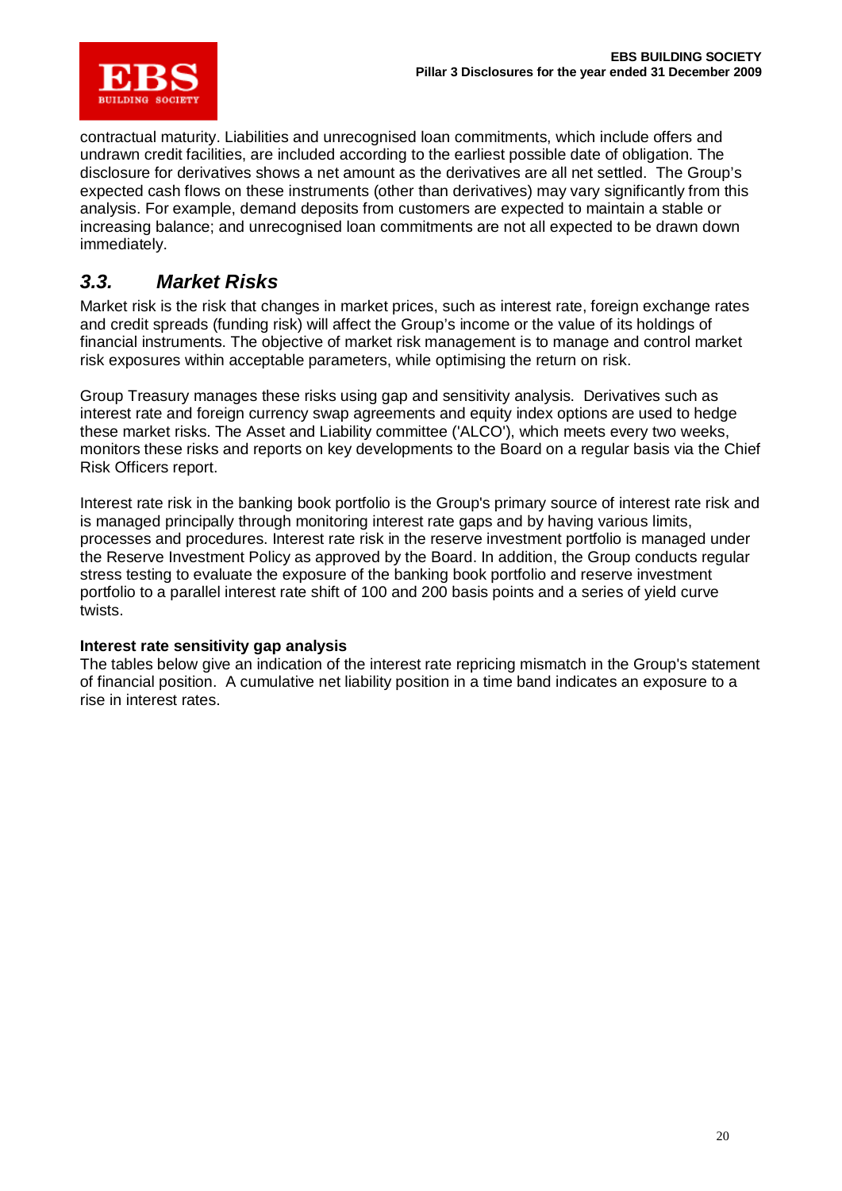contractual maturity. Liabilities and unrecognised loan commitments, which include offers and undrawn credit facilities, are included according to the earliest possible date of obligation. The disclosure for derivatives shows a net amount as the derivatives are all net settled. The Group's expected cash flows on these instruments (other than derivatives) may vary significantly from this analysis. For example, demand deposits from customers are expected to maintain a stable or increasing balance; and unrecognised loan commitments are not all expected to be drawn down immediately.

## *3.3. Market Risks*

Market risk is the risk that changes in market prices, such as interest rate, foreign exchange rates and credit spreads (funding risk) will affect the Group's income or the value of its holdings of financial instruments. The objective of market risk management is to manage and control market risk exposures within acceptable parameters, while optimising the return on risk.

Group Treasury manages these risks using gap and sensitivity analysis. Derivatives such as interest rate and foreign currency swap agreements and equity index options are used to hedge these market risks. The Asset and Liability committee ('ALCO'), which meets every two weeks, monitors these risks and reports on key developments to the Board on a regular basis via the Chief Risk Officers report.

Interest rate risk in the banking book portfolio is the Group's primary source of interest rate risk and is managed principally through monitoring interest rate gaps and by having various limits, processes and procedures. Interest rate risk in the reserve investment portfolio is managed under the Reserve Investment Policy as approved by the Board. In addition, the Group conducts regular stress testing to evaluate the exposure of the banking book portfolio and reserve investment portfolio to a parallel interest rate shift of 100 and 200 basis points and a series of yield curve twists.

**Interest rate sensitivity gap analysis**

The tables below give an indication of the interest rate repricing mismatch in the Group's statement of financial position. A cumulative net liability position in a time band indicates an exposure to a rise in interest rates.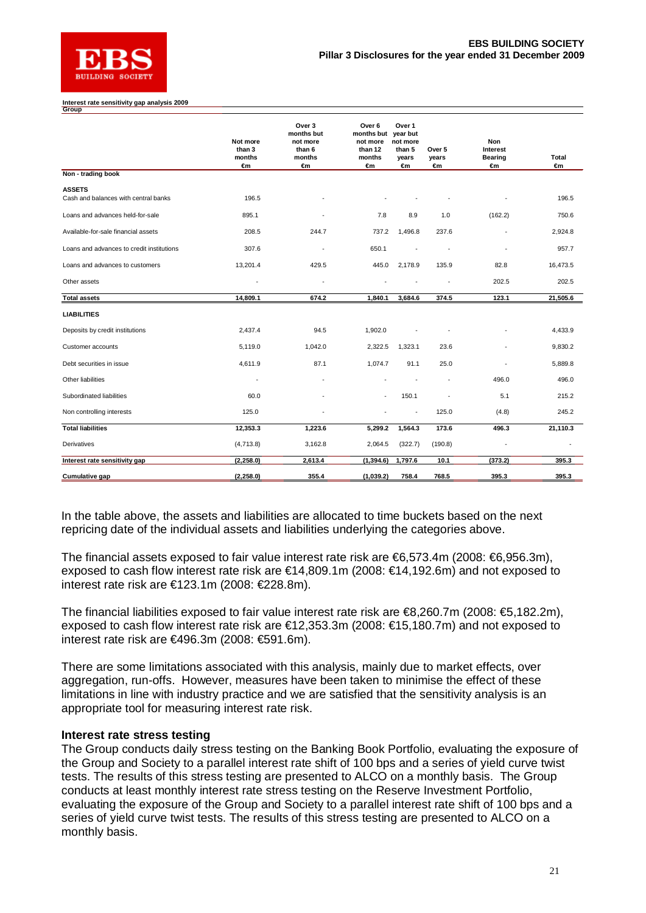**Interest rate sensitivity gap analysis 2009**

**Group**

| | Not more than 3 months €m | Over 3 months but not more than 6 months €m | Over 6 months but not more than 12 months €m | Over 1 year but not more than 5 years €m | Over 5 years €m | Non Interest Bearing €m | Total €m |
|---|---|---|---|---|---|---|---|
| **Non - trading book** | | | | | | | |
| **ASSETS** | | | | | | | |
| Cash and balances with central banks | 196.5 | - | - | - | - | - | 196.5 |
| Loans and advances held-for-sale | 895.1 | - | 7.8 | 8.9 | 1.0 | (162.2) | 750.6 |
| Available-for-sale financial assets | 208.5 | 244.7 | 737.2 | 1,496.8 | 237.6 | - | 2,924.8 |
| Loans and advances to credit institutions | 307.6 | - | 650.1 | - | - | - | 957.7 |
| Loans and advances to customers | 13,201.4 | 429.5 | 445.0 | 2,178.9 | 135.9 | 82.8 | 16,473.5 |
| Other assets | - | - | - | - | - | 202.5 | 202.5 |
| **Total assets** | **14,809.1** | **674.2** | **1,840.1** | **3,684.6** | **374.5** | **123.1** | **21,505.6** |
| **LIABILITIES** | | | | | | | |
| Deposits by credit institutions | 2,437.4 | 94.5 | 1,902.0 | - | - | - | 4,433.9 |
| Customer accounts | 5,119.0 | 1,042.0 | 2,322.5 | 1,323.1 | 23.6 | - | 9,830.2 |
| Debt securities in issue | 4,611.9 | 87.1 | 1,074.7 | 91.1 | 25.0 | - | 5,889.8 |
| Other liabilities | - | - | - | - | - | 496.0 | 496.0 |
| Subordinated liabilities | 60.0 | - | - | 150.1 | - | 5.1 | 215.2 |
| Non controlling interests | 125.0 | - | - | - | 125.0 | (4.8) | 245.2 |
| **Total liabilities** | **12,353.3** | **1,223.6** | **5,299.2** | **1,564.3** | **173.6** | **496.3** | **21,110.3** |
| Derivatives | (4,713.8) | 3,162.8 | 2,064.5 | (322.7) | (190.8) | - | - |
| **Interest rate sensitivity gap** | **(2,258.0)** | **2,613.4** | **(1,394.6)** | **1,797.6** | **10.1** | **(373.2)** | **395.3** |
| **Cumulative gap** | **(2,258.0)** | **355.4** | **(1,039.2)** | **758.4** | **768.5** | **395.3** | **395.3** |

In the table above, the assets and liabilities are allocated to time buckets based on the next repricing date of the individual assets and liabilities underlying the categories above.

The financial assets exposed to fair value interest rate risk are €6,573.4m (2008: €6,956.3m), exposed to cash flow interest rate risk are €14,809.1m (2008: €14,192.6m) and not exposed to interest rate risk are €123.1m (2008: €228.8m).

The financial liabilities exposed to fair value interest rate risk are €8,260.7m (2008: €5,182.2m), exposed to cash flow interest rate risk are €12,353.3m (2008: €15,180.7m) and not exposed to interest rate risk are €496.3m (2008: €591.6m).

There are some limitations associated with this analysis, mainly due to market effects, over aggregation, run-offs. However, measures have been taken to minimise the effect of these limitations in line with industry practice and we are satisfied that the sensitivity analysis is an appropriate tool for measuring interest rate risk.

**Interest rate stress testing**

The Group conducts daily stress testing on the Banking Book Portfolio, evaluating the exposure of the Group and Society to a parallel interest rate shift of 100 bps and a series of yield curve twist tests. The results of this stress testing are presented to ALCO on a monthly basis. The Group conducts at least monthly interest rate stress testing on the Reserve Investment Portfolio, evaluating the exposure of the Group and Society to a parallel interest rate shift of 100 bps and a series of yield curve twist tests. The results of this stress testing are presented to ALCO on a monthly basis.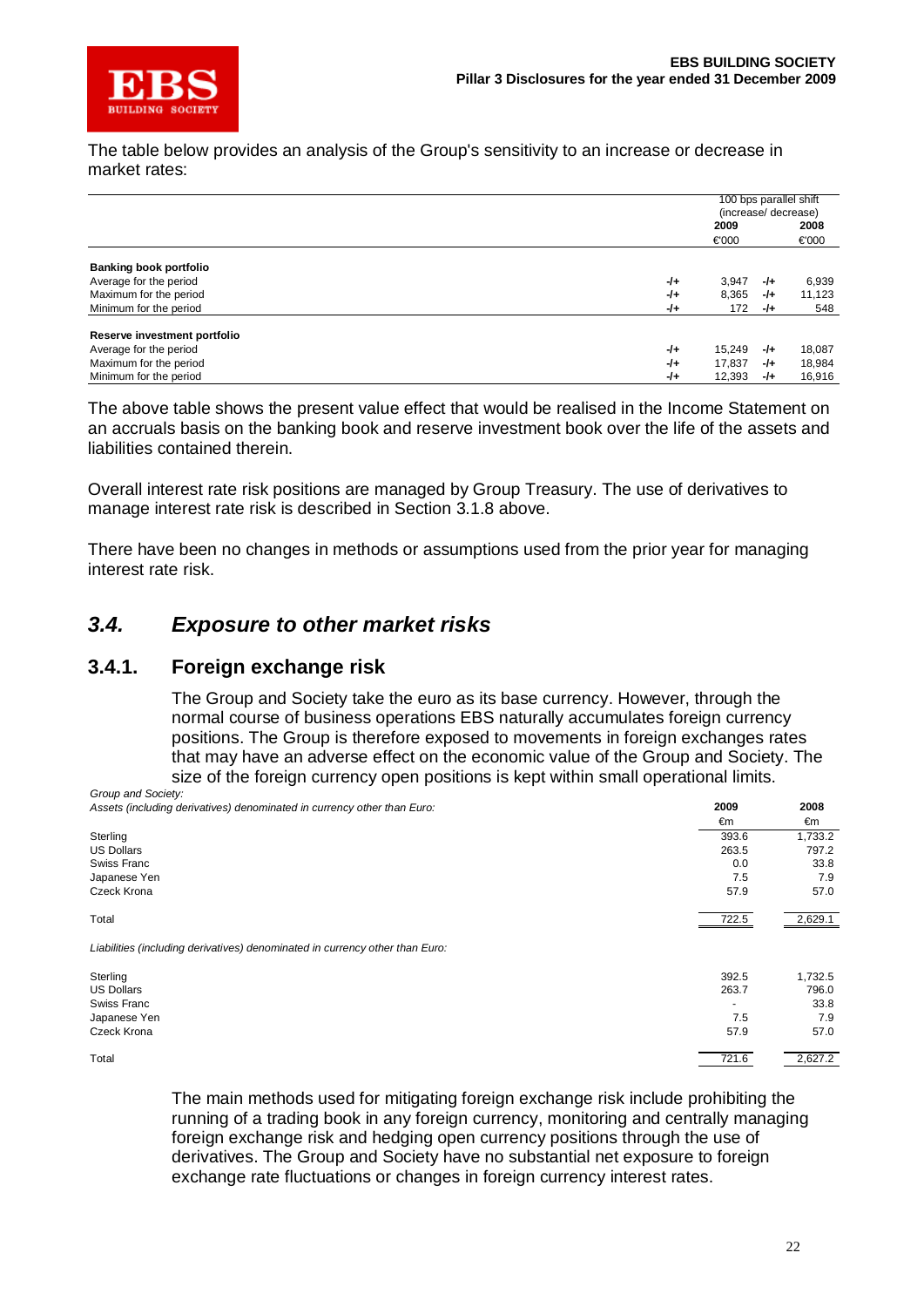The table below provides an analysis of the Group's sensitivity to an increase or decrease in market rates:

| | 100 bps parallel shift (increase/ decrease) | | | |
|---|---|---|---|---|
| | | 2009 | | 2008 |
| | | €'000 | | €'000 |
| **Banking book portfolio** | | | | |
| Average for the period | -/+ | 3,947 | -/+ | 6,939 |
| Maximum for the period | -/+ | 8,365 | -/+ | 11,123 |
| Minimum for the period | -/+ | 172 | -/+ | 548 |
| **Reserve investment portfolio** | | | | |
| Average for the period | -/+ | 15,249 | -/+ | 18,087 |
| Maximum for the period | -/+ | 17,837 | -/+ | 18,984 |
| Minimum for the period | -/+ | 12,393 | -/+ | 16,916 |

The above table shows the present value effect that would be realised in the Income Statement on an accruals basis on the banking book and reserve investment book over the life of the assets and liabilities contained therein.

Overall interest rate risk positions are managed by Group Treasury. The use of derivatives to manage interest rate risk is described in Section 3.1.8 above.

There have been no changes in methods or assumptions used from the prior year for managing interest rate risk.

## 3.4. *Exposure to other market risks*

### 3.4.1. Foreign exchange risk

The Group and Society take the euro as its base currency. However, through the normal course of business operations EBS naturally accumulates foreign currency positions. The Group is therefore exposed to movements in foreign exchanges rates that may have an adverse effect on the economic value of the Group and Society. The size of the foreign currency open positions is kept within small operational limits.

*Group and Society:*

| *Assets (including derivatives) denominated in currency other than Euro:* | 2009 | 2008 |
|---|---|---|
| | €m | €m |
| Sterling | 393.6 | 1,733.2 |
| US Dollars | 263.5 | 797.2 |
| Swiss Franc | 0.0 | 33.8 |
| Japanese Yen | 7.5 | 7.9 |
| Czeck Krona | 57.9 | 57.0 |
| Total | 722.5 | 2,629.1 |

| *Liabilities (including derivatives) denominated in currency other than Euro:* | 2009 | 2008 |
|---|---|---|
| Sterling | 392.5 | 1,732.5 |
| US Dollars | 263.7 | 796.0 |
| Swiss Franc | - | 33.8 |
| Japanese Yen | 7.5 | 7.9 |
| Czeck Krona | 57.9 | 57.0 |
| Total | 721.6 | 2,627.2 |

The main methods used for mitigating foreign exchange risk include prohibiting the running of a trading book in any foreign currency, monitoring and centrally managing foreign exchange risk and hedging open currency positions through the use of derivatives. The Group and Society have no substantial net exposure to foreign exchange rate fluctuations or changes in foreign currency interest rates.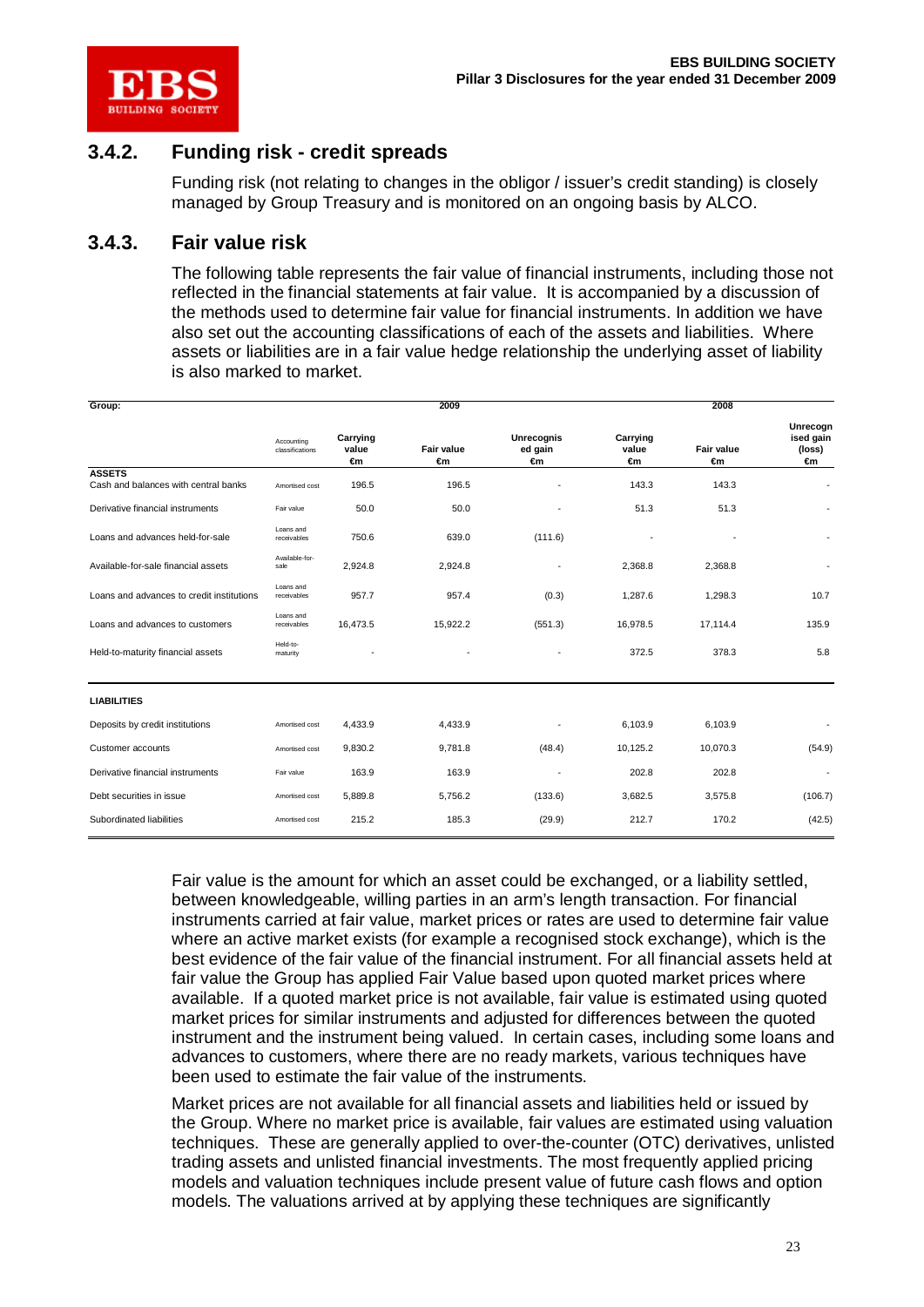### 3.4.2. Funding risk - credit spreads

Funding risk (not relating to changes in the obligor / issuer's credit standing) is closely managed by Group Treasury and is monitored on an ongoing basis by ALCO.

### 3.4.3. Fair value risk

The following table represents the fair value of financial instruments, including those not reflected in the financial statements at fair value. It is accompanied by a discussion of the methods used to determine fair value for financial instruments. In addition we have also set out the accounting classifications of each of the assets and liabilities. Where assets or liabilities are in a fair value hedge relationship the underlying asset of liability is also marked to market.

| Group: | | 2009 | | | 2008 | | |
|---|---|---|---|---|---|---|---|
| | Accounting classifications | Carrying value €m | Fair value €m | Unrecognised gain €m | Carrying value €m | Fair value €m | Unrecognised gain (loss) €m |
| **ASSETS** | | | | | | | |
| Cash and balances with central banks | Amortised cost | 196.5 | 196.5 | - | 143.3 | 143.3 | - |
| Derivative financial instruments | Fair value | 50.0 | 50.0 | - | 51.3 | 51.3 | - |
| Loans and advances held-for-sale | Loans and receivables | 750.6 | 639.0 | (111.6) | - | - | - |
| Available-for-sale financial assets | Available-for-sale | 2,924.8 | 2,924.8 | - | 2,368.8 | 2,368.8 | - |
| Loans and advances to credit institutions | Loans and receivables | 957.7 | 957.4 | (0.3) | 1,287.6 | 1,298.3 | 10.7 |
| Loans and advances to customers | Loans and receivables | 16,473.5 | 15,922.2 | (551.3) | 16,978.5 | 17,114.4 | 135.9 |
| Held-to-maturity financial assets | Held-to-maturity | - | - | - | 372.5 | 378.3 | 5.8 |
| **LIABILITIES** | | | | | | | |
| Deposits by credit institutions | Amortised cost | 4,433.9 | 4,433.9 | - | 6,103.9 | 6,103.9 | - |
| Customer accounts | Amortised cost | 9,830.2 | 9,781.8 | (48.4) | 10,125.2 | 10,070.3 | (54.9) |
| Derivative financial instruments | Fair value | 163.9 | 163.9 | - | 202.8 | 202.8 | - |
| Debt securities in issue | Amortised cost | 5,889.8 | 5,756.2 | (133.6) | 3,682.5 | 3,575.8 | (106.7) |
| Subordinated liabilities | Amortised cost | 215.2 | 185.3 | (29.9) | 212.7 | 170.2 | (42.5) |

Fair value is the amount for which an asset could be exchanged, or a liability settled, between knowledgeable, willing parties in an arm's length transaction. For financial instruments carried at fair value, market prices or rates are used to determine fair value where an active market exists (for example a recognised stock exchange), which is the best evidence of the fair value of the financial instrument. For all financial assets held at fair value the Group has applied Fair Value based upon quoted market prices where available. If a quoted market price is not available, fair value is estimated using quoted market prices for similar instruments and adjusted for differences between the quoted instrument and the instrument being valued. In certain cases, including some loans and advances to customers, where there are no ready markets, various techniques have been used to estimate the fair value of the instruments.

Market prices are not available for all financial assets and liabilities held or issued by the Group. Where no market price is available, fair values are estimated using valuation techniques. These are generally applied to over-the-counter (OTC) derivatives, unlisted trading assets and unlisted financial investments. The most frequently applied pricing models and valuation techniques include present value of future cash flows and option models. The valuations arrived at by applying these techniques are significantly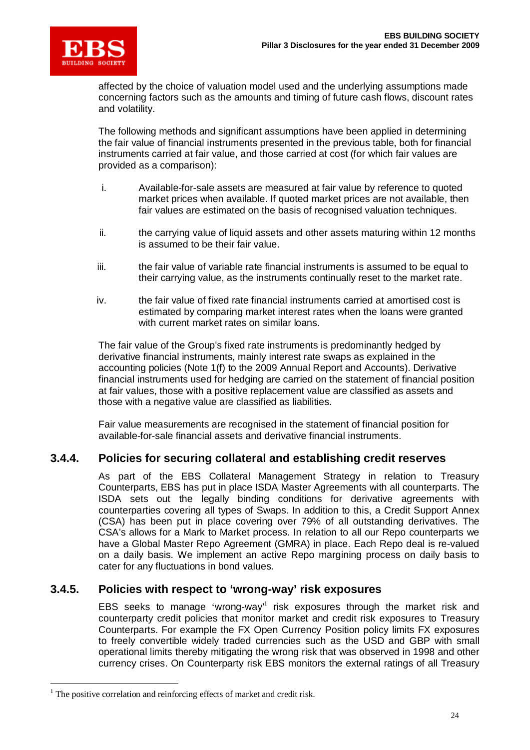affected by the choice of valuation model used and the underlying assumptions made concerning factors such as the amounts and timing of future cash flows, discount rates and volatility.

The following methods and significant assumptions have been applied in determining the fair value of financial instruments presented in the previous table, both for financial instruments carried at fair value, and those carried at cost (for which fair values are provided as a comparison):

i. Available-for-sale assets are measured at fair value by reference to quoted market prices when available. If quoted market prices are not available, then fair values are estimated on the basis of recognised valuation techniques.

ii. the carrying value of liquid assets and other assets maturing within 12 months is assumed to be their fair value.

iii. the fair value of variable rate financial instruments is assumed to be equal to their carrying value, as the instruments continually reset to the market rate.

iv. the fair value of fixed rate financial instruments carried at amortised cost is estimated by comparing market interest rates when the loans were granted with current market rates on similar loans.

The fair value of the Group's fixed rate instruments is predominantly hedged by derivative financial instruments, mainly interest rate swaps as explained in the accounting policies (Note 1(f) to the 2009 Annual Report and Accounts). Derivative financial instruments used for hedging are carried on the statement of financial position at fair values, those with a positive replacement value are classified as assets and those with a negative value are classified as liabilities.

Fair value measurements are recognised in the statement of financial position for available-for-sale financial assets and derivative financial instruments.

### 3.4.4. Policies for securing collateral and establishing credit reserves

As part of the EBS Collateral Management Strategy in relation to Treasury Counterparts, EBS has put in place ISDA Master Agreements with all counterparts. The ISDA sets out the legally binding conditions for derivative agreements with counterparties covering all types of Swaps. In addition to this, a Credit Support Annex (CSA) has been put in place covering over 79% of all outstanding derivatives. The CSA's allows for a Mark to Market process. In relation to all our Repo counterparts we have a Global Master Repo Agreement (GMRA) in place. Each Repo deal is re-valued on a daily basis. We implement an active Repo margining process on daily basis to cater for any fluctuations in bond values.

### 3.4.5. Policies with respect to 'wrong-way' risk exposures

EBS seeks to manage 'wrong-way'[1] risk exposures through the market risk and counterparty credit policies that monitor market and credit risk exposures to Treasury Counterparts. For example the FX Open Currency Position policy limits FX exposures to freely convertible widely traded currencies such as the USD and GBP with small operational limits thereby mitigating the wrong risk that was observed in 1998 and other currency crises. On Counterparty risk EBS monitors the external ratings of all Treasury

[1] The positive correlation and reinforcing effects of market and credit risk.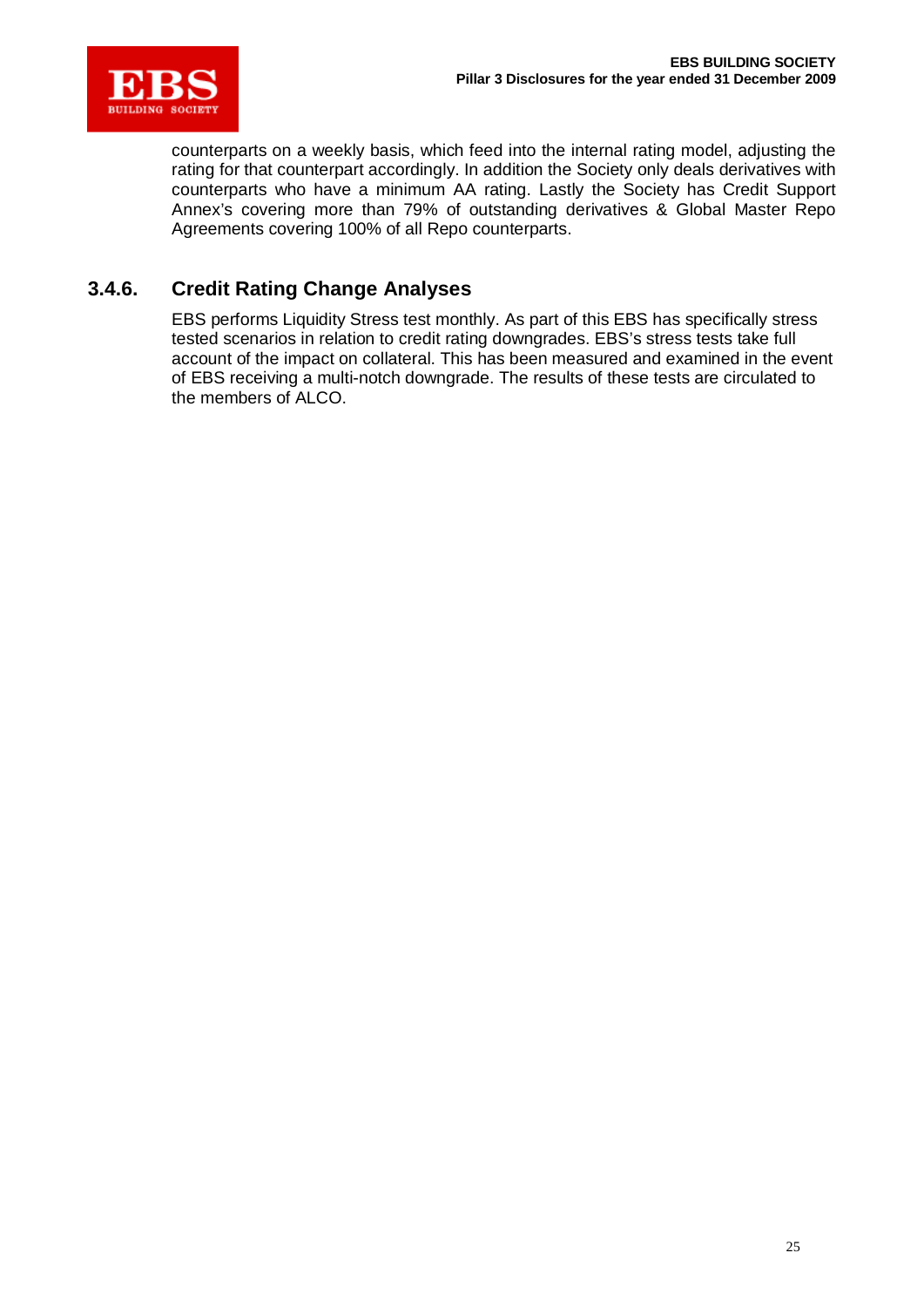counterparts on a weekly basis, which feed into the internal rating model, adjusting the rating for that counterpart accordingly. In addition the Society only deals derivatives with counterparts who have a minimum AA rating. Lastly the Society has Credit Support Annex's covering more than 79% of outstanding derivatives & Global Master Repo Agreements covering 100% of all Repo counterparts.

### 3.4.6. Credit Rating Change Analyses

EBS performs Liquidity Stress test monthly. As part of this EBS has specifically stress tested scenarios in relation to credit rating downgrades. EBS's stress tests take full account of the impact on collateral. This has been measured and examined in the event of EBS receiving a multi-notch downgrade. The results of these tests are circulated to the members of ALCO.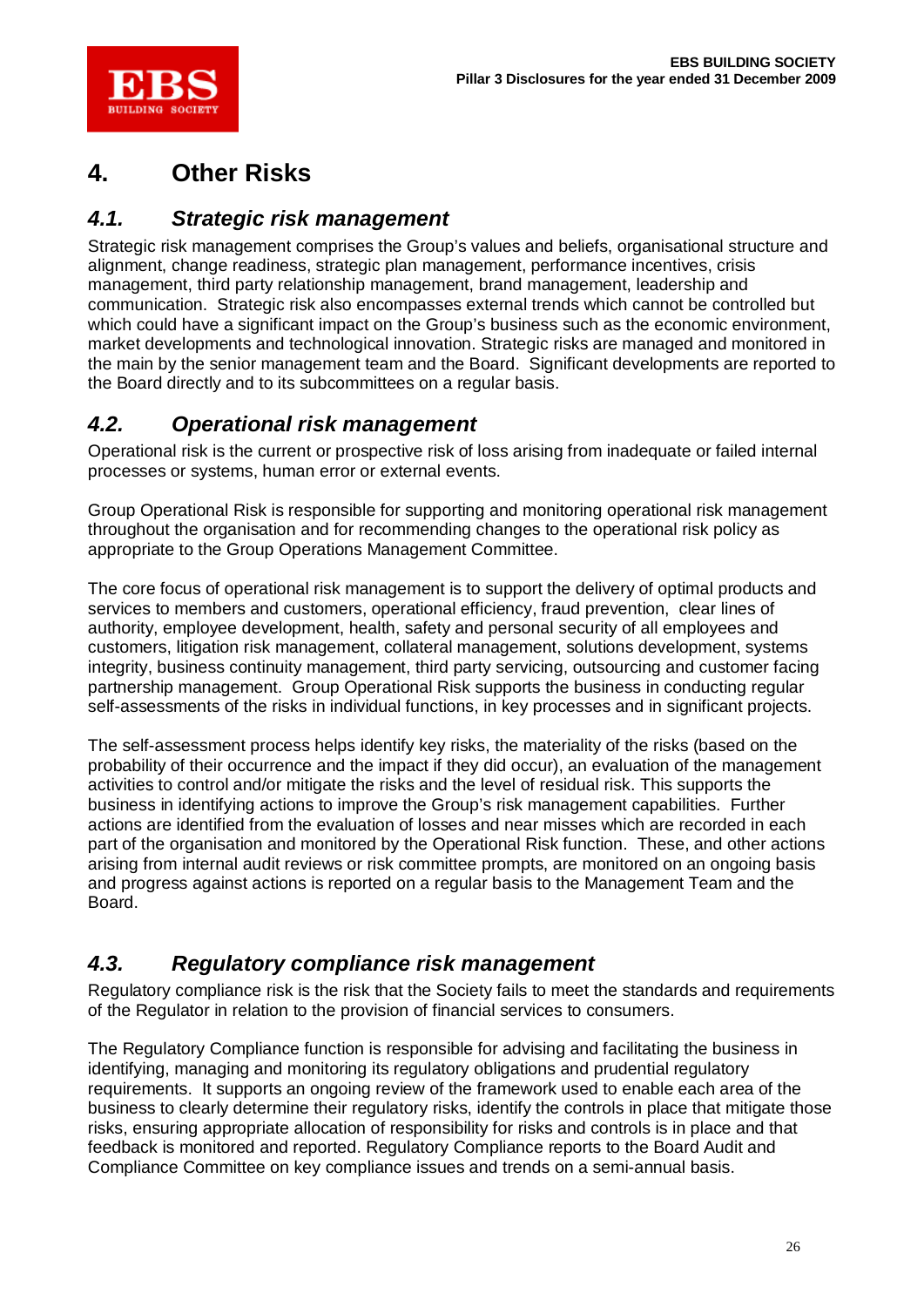# 4. Other Risks

## *4.1. Strategic risk management*

Strategic risk management comprises the Group's values and beliefs, organisational structure and alignment, change readiness, strategic plan management, performance incentives, crisis management, third party relationship management, brand management, leadership and communication. Strategic risk also encompasses external trends which cannot be controlled but which could have a significant impact on the Group's business such as the economic environment, market developments and technological innovation. Strategic risks are managed and monitored in the main by the senior management team and the Board. Significant developments are reported to the Board directly and to its subcommittees on a regular basis.

## *4.2. Operational risk management*

Operational risk is the current or prospective risk of loss arising from inadequate or failed internal processes or systems, human error or external events.

Group Operational Risk is responsible for supporting and monitoring operational risk management throughout the organisation and for recommending changes to the operational risk policy as appropriate to the Group Operations Management Committee.

The core focus of operational risk management is to support the delivery of optimal products and services to members and customers, operational efficiency, fraud prevention, clear lines of authority, employee development, health, safety and personal security of all employees and customers, litigation risk management, collateral management, solutions development, systems integrity, business continuity management, third party servicing, outsourcing and customer facing partnership management. Group Operational Risk supports the business in conducting regular self-assessments of the risks in individual functions, in key processes and in significant projects.

The self-assessment process helps identify key risks, the materiality of the risks (based on the probability of their occurrence and the impact if they did occur), an evaluation of the management activities to control and/or mitigate the risks and the level of residual risk. This supports the business in identifying actions to improve the Group's risk management capabilities. Further actions are identified from the evaluation of losses and near misses which are recorded in each part of the organisation and monitored by the Operational Risk function. These, and other actions arising from internal audit reviews or risk committee prompts, are monitored on an ongoing basis and progress against actions is reported on a regular basis to the Management Team and the Board.

## *4.3. Regulatory compliance risk management*

Regulatory compliance risk is the risk that the Society fails to meet the standards and requirements of the Regulator in relation to the provision of financial services to consumers.

The Regulatory Compliance function is responsible for advising and facilitating the business in identifying, managing and monitoring its regulatory obligations and prudential regulatory requirements. It supports an ongoing review of the framework used to enable each area of the business to clearly determine their regulatory risks, identify the controls in place that mitigate those risks, ensuring appropriate allocation of responsibility for risks and controls is in place and that feedback is monitored and reported. Regulatory Compliance reports to the Board Audit and Compliance Committee on key compliance issues and trends on a semi-annual basis.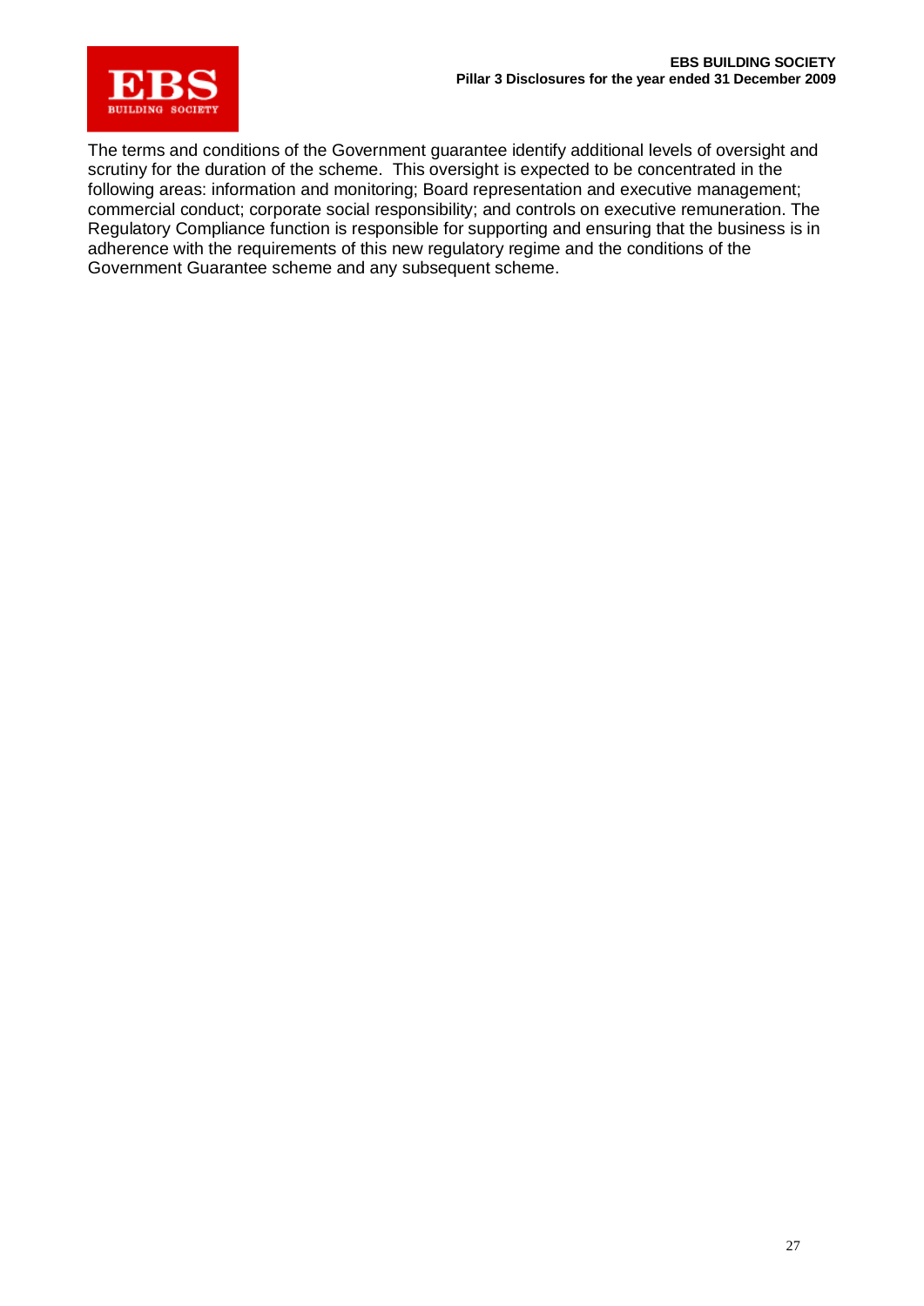The terms and conditions of the Government guarantee identify additional levels of oversight and scrutiny for the duration of the scheme. This oversight is expected to be concentrated in the following areas: information and monitoring; Board representation and executive management; commercial conduct; corporate social responsibility; and controls on executive remuneration. The Regulatory Compliance function is responsible for supporting and ensuring that the business is in adherence with the requirements of this new regulatory regime and the conditions of the Government Guarantee scheme and any subsequent scheme.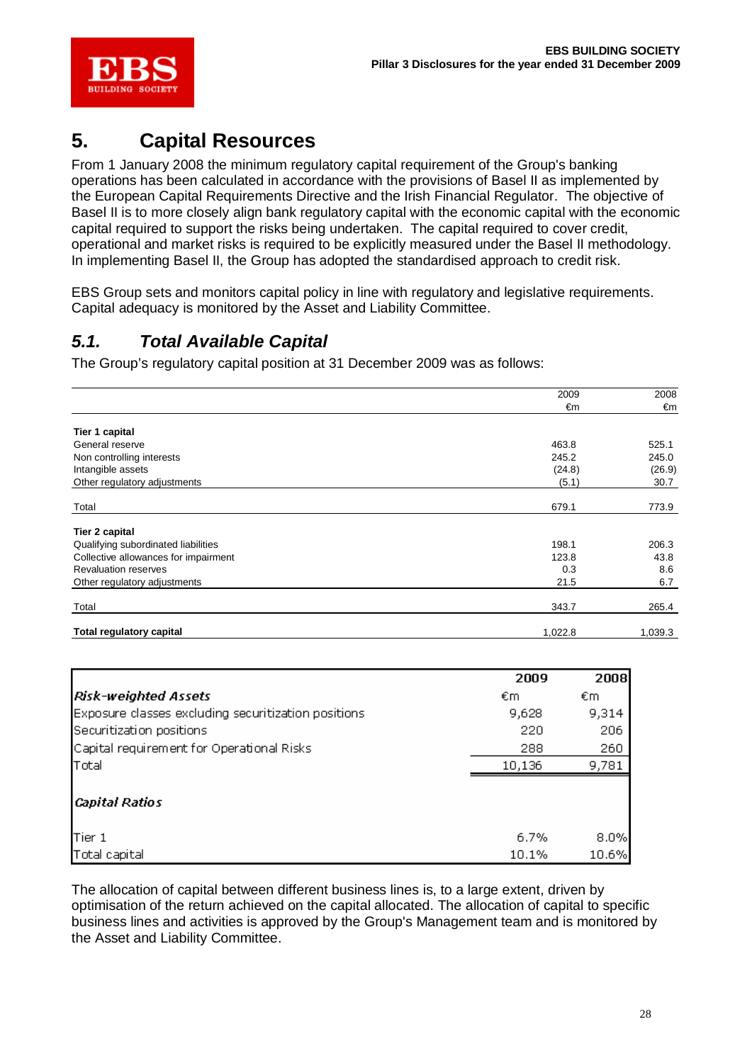# 5. Capital Resources

From 1 January 2008 the minimum regulatory capital requirement of the Group's banking operations has been calculated in accordance with the provisions of Basel II as implemented by the European Capital Requirements Directive and the Irish Financial Regulator. The objective of Basel II is to more closely align bank regulatory capital with the economic capital with the economic capital required to support the risks being undertaken. The capital required to cover credit, operational and market risks is required to be explicitly measured under the Basel II methodology. In implementing Basel II, the Group has adopted the standardised approach to credit risk.

EBS Group sets and monitors capital policy in line with regulatory and legislative requirements. Capital adequacy is monitored by the Asset and Liability Committee.

## *5.1. Total Available Capital*

The Group's regulatory capital position at 31 December 2009 was as follows:

| | 2009 €m | 2008 €m |
|---|---|---|
| **Tier 1 capital** | | |
| General reserve | 463.8 | 525.1 |
| Non controlling interests | 245.2 | 245.0 |
| Intangible assets | (24.8) | (26.9) |
| Other regulatory adjustments | (5.1) | 30.7 |
| Total | 679.1 | 773.9 |
| **Tier 2 capital** | | |
| Qualifying subordinated liabilities | 198.1 | 206.3 |
| Collective allowances for impairment | 123.8 | 43.8 |
| Revaluation reserves | 0.3 | 8.6 |
| Other regulatory adjustments | 21.5 | 6.7 |
| Total | 343.7 | 265.4 |
| **Total regulatory capital** | 1,022.8 | 1,039.3 |

| | 2009 | 2008 |
|---|---|---|
| ***Risk-weighted Assets*** | €m | €m |
| Exposure classes excluding securitization positions | 9,628 | 9,314 |
| Securitization positions | 220 | 206 |
| Capital requirement for Operational Risks | 288 | 260 |
| Total | 10,136 | 9,781 |
| ***Capital Ratios*** | | |
| Tier 1 | 6.7% | 8.0% |
| Total capital | 10.1% | 10.6% |

The allocation of capital between different business lines is, to a large extent, driven by optimisation of the return achieved on the capital allocated. The allocation of capital to specific business lines and activities is approved by the Group's Management team and is monitored by the Asset and Liability Committee.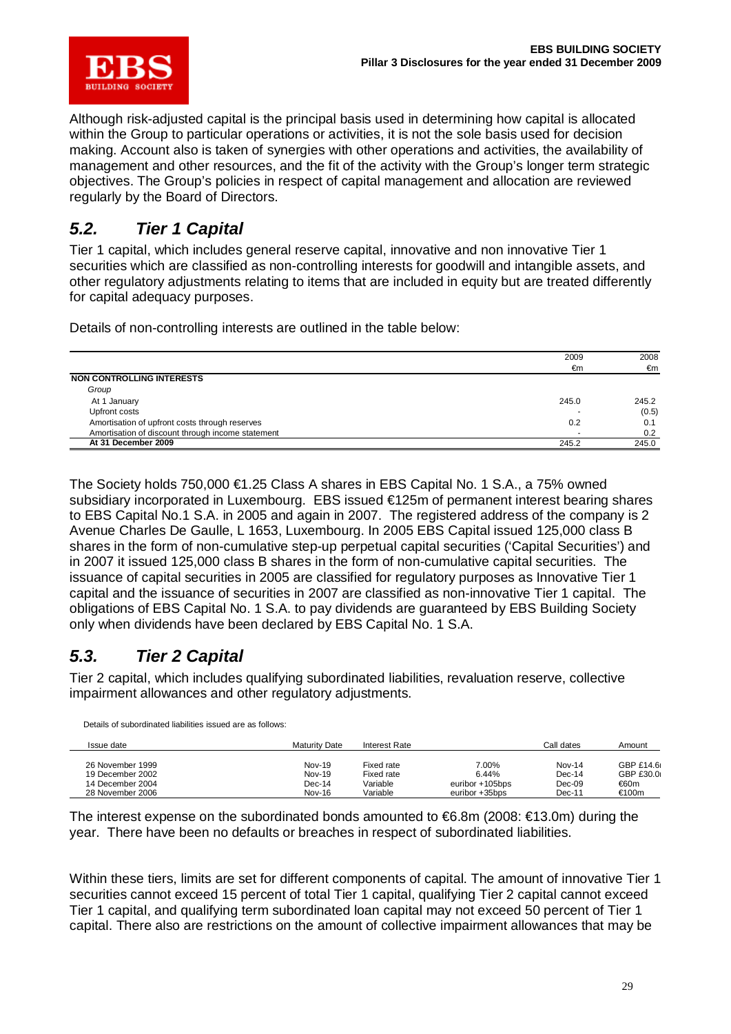Although risk-adjusted capital is the principal basis used in determining how capital is allocated within the Group to particular operations or activities, it is not the sole basis used for decision making. Account also is taken of synergies with other operations and activities, the availability of management and other resources, and the fit of the activity with the Group's longer term strategic objectives. The Group's policies in respect of capital management and allocation are reviewed regularly by the Board of Directors.

## *5.2. Tier 1 Capital*

Tier 1 capital, which includes general reserve capital, innovative and non innovative Tier 1 securities which are classified as non-controlling interests for goodwill and intangible assets, and other regulatory adjustments relating to items that are included in equity but are treated differently for capital adequacy purposes.

Details of non-controlling interests are outlined in the table below:

| | 2009 | 2008 |
|---|---|---|
| | €m | €m |
| **NON CONTROLLING INTERESTS** | | |
| *Group* | | |
| At 1 January | 245.0 | 245.2 |
| Upfront costs | - | (0.5) |
| Amortisation of upfront costs through reserves | 0.2 | 0.1 |
| Amortisation of discount through income statement | - | 0.2 |
| **At 31 December 2009** | 245.2 | 245.0 |

The Society holds 750,000 €1.25 Class A shares in EBS Capital No. 1 S.A., a 75% owned subsidiary incorporated in Luxembourg. EBS issued €125m of permanent interest bearing shares to EBS Capital No.1 S.A. in 2005 and again in 2007. The registered address of the company is 2 Avenue Charles De Gaulle, L 1653, Luxembourg. In 2005 EBS Capital issued 125,000 class B shares in the form of non-cumulative step-up perpetual capital securities ('Capital Securities') and in 2007 it issued 125,000 class B shares in the form of non-cumulative capital securities. The issuance of capital securities in 2005 are classified for regulatory purposes as Innovative Tier 1 capital and the issuance of securities in 2007 are classified as non-innovative Tier 1 capital. The obligations of EBS Capital No. 1 S.A. to pay dividends are guaranteed by EBS Building Society only when dividends have been declared by EBS Capital No. 1 S.A.

## *5.3. Tier 2 Capital*

Tier 2 capital, which includes qualifying subordinated liabilities, revaluation reserve, collective impairment allowances and other regulatory adjustments.

Details of subordinated liabilities issued are as follows:

| Issue date | Maturity Date | Interest Rate | | Call dates | Amount |
|---|---|---|---|---|---|
| 26 November 1999 | Nov-19 | Fixed rate | 7.00% | Nov-14 | GBP £14.6 |
| 19 December 2002 | Nov-19 | Fixed rate | 6.44% | Dec-14 | GBP £30.0 |
| 14 December 2004 | Dec-14 | Variable | euribor +105bps | Dec-09 | €60m |
| 28 November 2006 | Nov-16 | Variable | euribor +35bps | Dec-11 | €100m |

The interest expense on the subordinated bonds amounted to €6.8m (2008: €13.0m) during the year. There have been no defaults or breaches in respect of subordinated liabilities.

Within these tiers, limits are set for different components of capital. The amount of innovative Tier 1 securities cannot exceed 15 percent of total Tier 1 capital, qualifying Tier 2 capital cannot exceed Tier 1 capital, and qualifying term subordinated loan capital may not exceed 50 percent of Tier 1 capital. There also are restrictions on the amount of collective impairment allowances that may be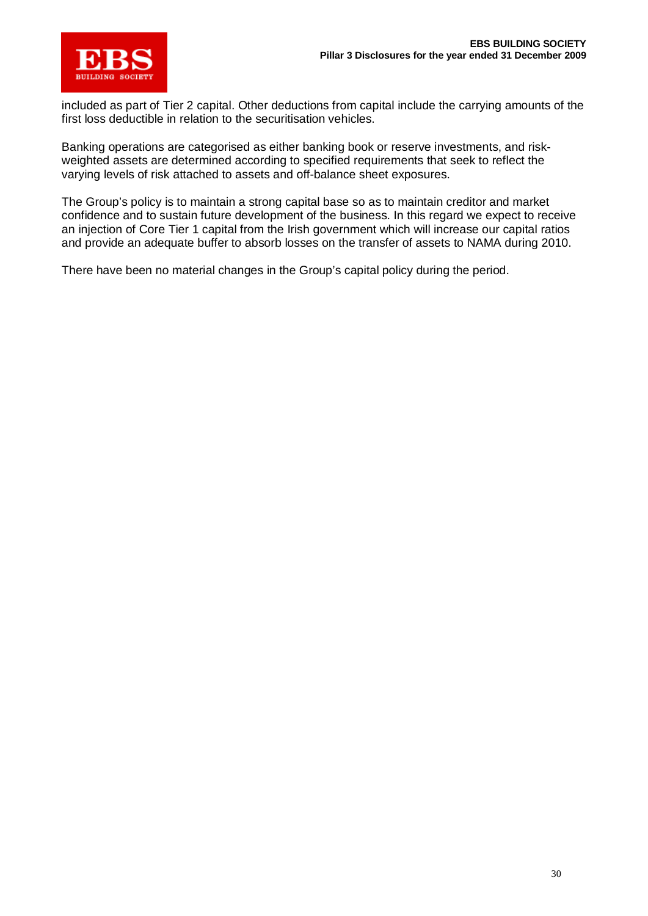included as part of Tier 2 capital. Other deductions from capital include the carrying amounts of the first loss deductible in relation to the securitisation vehicles.

Banking operations are categorised as either banking book or reserve investments, and risk-weighted assets are determined according to specified requirements that seek to reflect the varying levels of risk attached to assets and off-balance sheet exposures.

The Group's policy is to maintain a strong capital base so as to maintain creditor and market confidence and to sustain future development of the business. In this regard we expect to receive an injection of Core Tier 1 capital from the Irish government which will increase our capital ratios and provide an adequate buffer to absorb losses on the transfer of assets to NAMA during 2010.

There have been no material changes in the Group's capital policy during the period.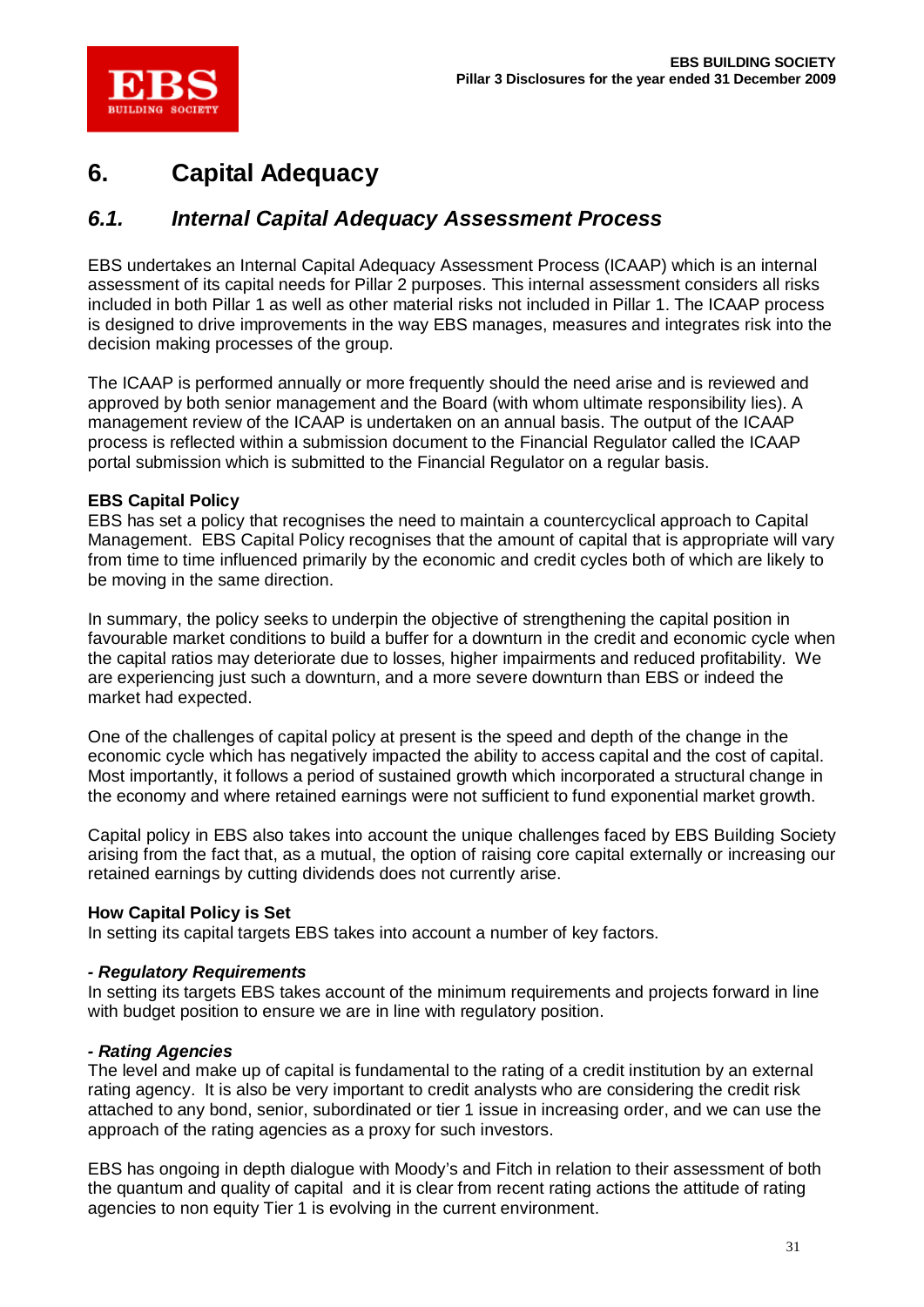# 6. Capital Adequacy

## *6.1. Internal Capital Adequacy Assessment Process*

EBS undertakes an Internal Capital Adequacy Assessment Process (ICAAP) which is an internal assessment of its capital needs for Pillar 2 purposes. This internal assessment considers all risks included in both Pillar 1 as well as other material risks not included in Pillar 1. The ICAAP process is designed to drive improvements in the way EBS manages, measures and integrates risk into the decision making processes of the group.

The ICAAP is performed annually or more frequently should the need arise and is reviewed and approved by both senior management and the Board (with whom ultimate responsibility lies). A management review of the ICAAP is undertaken on an annual basis. The output of the ICAAP process is reflected within a submission document to the Financial Regulator called the ICAAP portal submission which is submitted to the Financial Regulator on a regular basis.

**EBS Capital Policy**

EBS has set a policy that recognises the need to maintain a countercyclical approach to Capital Management. EBS Capital Policy recognises that the amount of capital that is appropriate will vary from time to time influenced primarily by the economic and credit cycles both of which are likely to be moving in the same direction.

In summary, the policy seeks to underpin the objective of strengthening the capital position in favourable market conditions to build a buffer for a downturn in the credit and economic cycle when the capital ratios may deteriorate due to losses, higher impairments and reduced profitability. We are experiencing just such a downturn, and a more severe downturn than EBS or indeed the market had expected.

One of the challenges of capital policy at present is the speed and depth of the change in the economic cycle which has negatively impacted the ability to access capital and the cost of capital. Most importantly, it follows a period of sustained growth which incorporated a structural change in the economy and where retained earnings were not sufficient to fund exponential market growth.

Capital policy in EBS also takes into account the unique challenges faced by EBS Building Society arising from the fact that, as a mutual, the option of raising core capital externally or increasing our retained earnings by cutting dividends does not currently arise.

**How Capital Policy is Set**

In setting its capital targets EBS takes into account a number of key factors.

***- Regulatory Requirements***

In setting its targets EBS takes account of the minimum requirements and projects forward in line with budget position to ensure we are in line with regulatory position.

***- Rating Agencies***

The level and make up of capital is fundamental to the rating of a credit institution by an external rating agency. It is also be very important to credit analysts who are considering the credit risk attached to any bond, senior, subordinated or tier 1 issue in increasing order, and we can use the approach of the rating agencies as a proxy for such investors.

EBS has ongoing in depth dialogue with Moody's and Fitch in relation to their assessment of both the quantum and quality of capital and it is clear from recent rating actions the attitude of rating agencies to non equity Tier 1 is evolving in the current environment.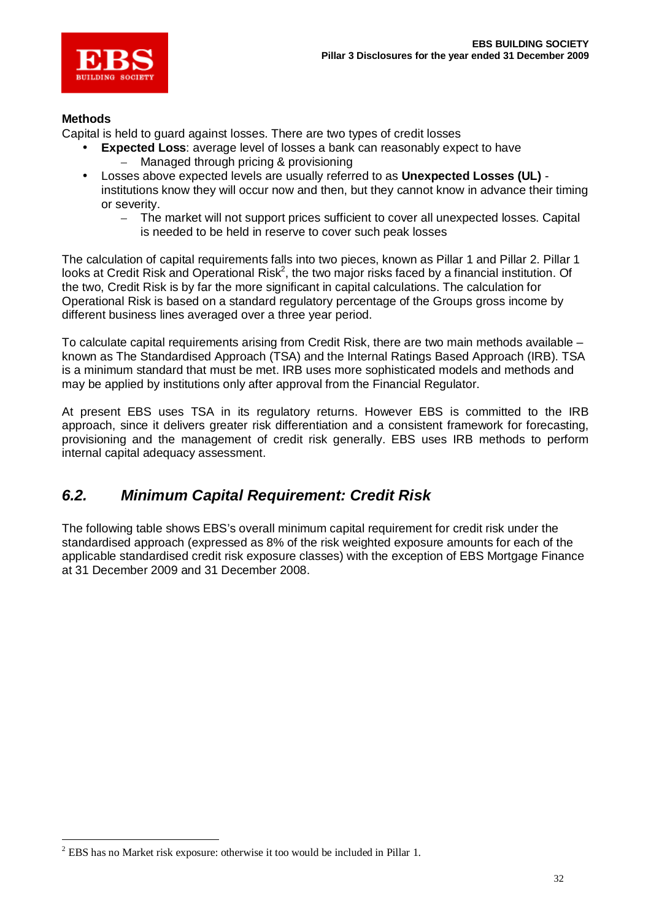**Methods**

Capital is held to guard against losses. There are two types of credit losses

- **Expected Loss**: average level of losses a bank can reasonably expect to have
  - Managed through pricing & provisioning
- Losses above expected levels are usually referred to as **Unexpected Losses (UL)** - institutions know they will occur now and then, but they cannot know in advance their timing or severity.
  - The market will not support prices sufficient to cover all unexpected losses. Capital is needed to be held in reserve to cover such peak losses

The calculation of capital requirements falls into two pieces, known as Pillar 1 and Pillar 2. Pillar 1 looks at Credit Risk and Operational Risk[2], the two major risks faced by a financial institution. Of the two, Credit Risk is by far the more significant in capital calculations. The calculation for Operational Risk is based on a standard regulatory percentage of the Groups gross income by different business lines averaged over a three year period.

To calculate capital requirements arising from Credit Risk, there are two main methods available – known as The Standardised Approach (TSA) and the Internal Ratings Based Approach (IRB). TSA is a minimum standard that must be met. IRB uses more sophisticated models and methods and may be applied by institutions only after approval from the Financial Regulator.

At present EBS uses TSA in its regulatory returns. However EBS is committed to the IRB approach, since it delivers greater risk differentiation and a consistent framework for forecasting, provisioning and the management of credit risk generally. EBS uses IRB methods to perform internal capital adequacy assessment.

## 6.2. Minimum Capital Requirement: Credit Risk

The following table shows EBS's overall minimum capital requirement for credit risk under the standardised approach (expressed as 8% of the risk weighted exposure amounts for each of the applicable standardised credit risk exposure classes) with the exception of EBS Mortgage Finance at 31 December 2009 and 31 December 2008.

[2] EBS has no Market risk exposure: otherwise it too would be included in Pillar 1.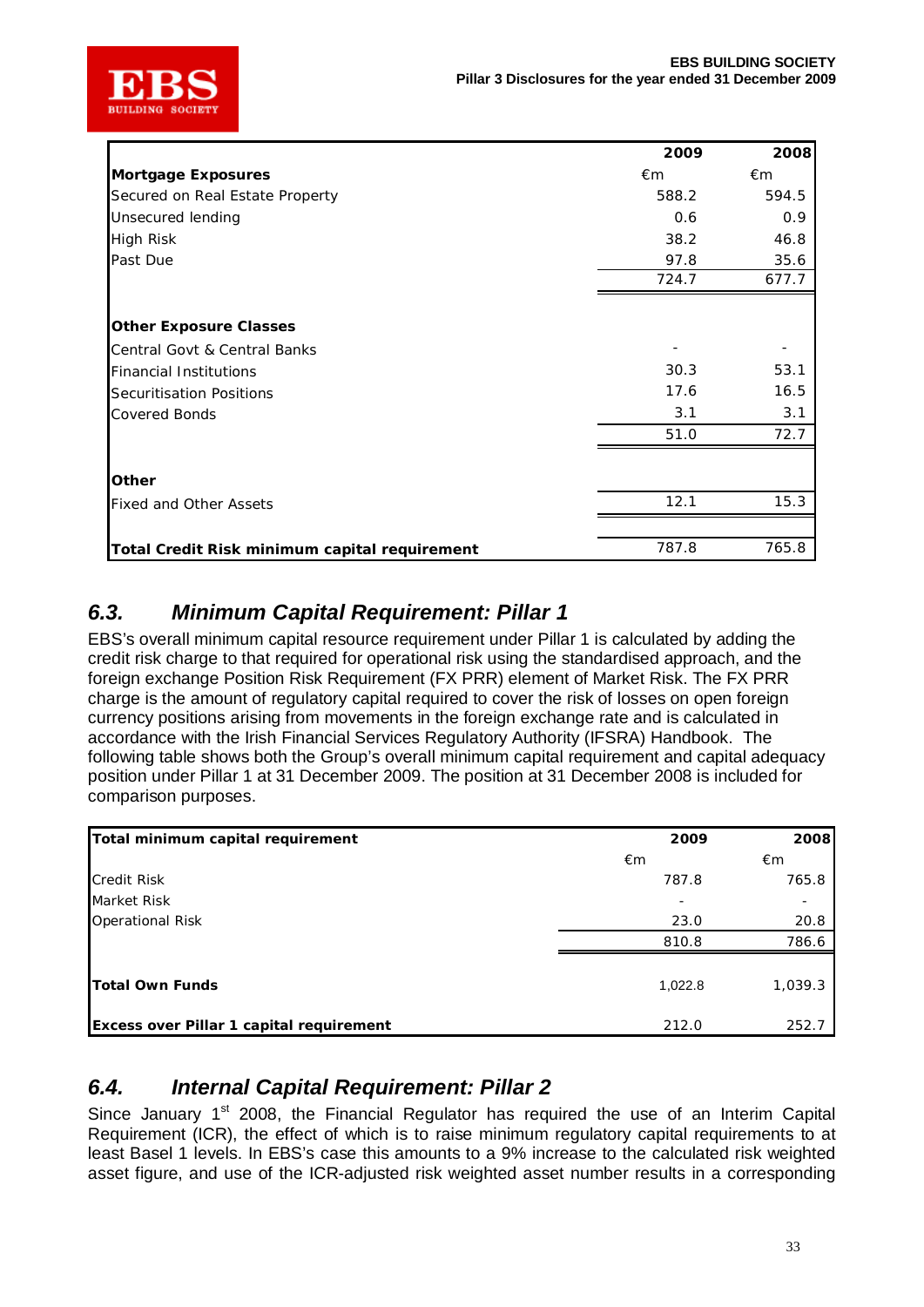| | 2009 | 2008 |
|---|---|---|
| **Mortgage Exposures** | €m | €m |
| Secured on Real Estate Property | 588.2 | 594.5 |
| Unsecured lending | 0.6 | 0.9 |
| High Risk | 38.2 | 46.8 |
| Past Due | 97.8 | 35.6 |
| | 724.7 | 677.7 |
| | | |
| **Other Exposure Classes** | | |
| Central Govt & Central Banks | - | - |
| Financial Institutions | 30.3 | 53.1 |
| Securitisation Positions | 17.6 | 16.5 |
| Covered Bonds | 3.1 | 3.1 |
| | 51.0 | 72.7 |
| | | |
| **Other** | | |
| Fixed and Other Assets | 12.1 | 15.3 |
| | | |
| **Total Credit Risk minimum capital requirement** | 787.8 | 765.8 |

## 6.3. *Minimum Capital Requirement: Pillar 1*

EBS's overall minimum capital resource requirement under Pillar 1 is calculated by adding the credit risk charge to that required for operational risk using the standardised approach, and the foreign exchange Position Risk Requirement (FX PRR) element of Market Risk. The FX PRR charge is the amount of regulatory capital required to cover the risk of losses on open foreign currency positions arising from movements in the foreign exchange rate and is calculated in accordance with the Irish Financial Services Regulatory Authority (IFSRA) Handbook. The following table shows both the Group's overall minimum capital requirement and capital adequacy position under Pillar 1 at 31 December 2009. The position at 31 December 2008 is included for comparison purposes.

| **Total minimum capital requirement** | 2009 | 2008 |
|---|---|---|
| | €m | €m |
| Credit Risk | 787.8 | 765.8 |
| Market Risk | - | - |
| Operational Risk | 23.0 | 20.8 |
| | 810.8 | 786.6 |
| | | |
| **Total Own Funds** | 1,022.8 | 1,039.3 |
| | | |
| **Excess over Pillar 1 capital requirement** | 212.0 | 252.7 |

## 6.4. *Internal Capital Requirement: Pillar 2*

Since January 1st 2008, the Financial Regulator has required the use of an Interim Capital Requirement (ICR), the effect of which is to raise minimum regulatory capital requirements to at least Basel 1 levels. In EBS's case this amounts to a 9% increase to the calculated risk weighted asset figure, and use of the ICR-adjusted risk weighted asset number results in a corresponding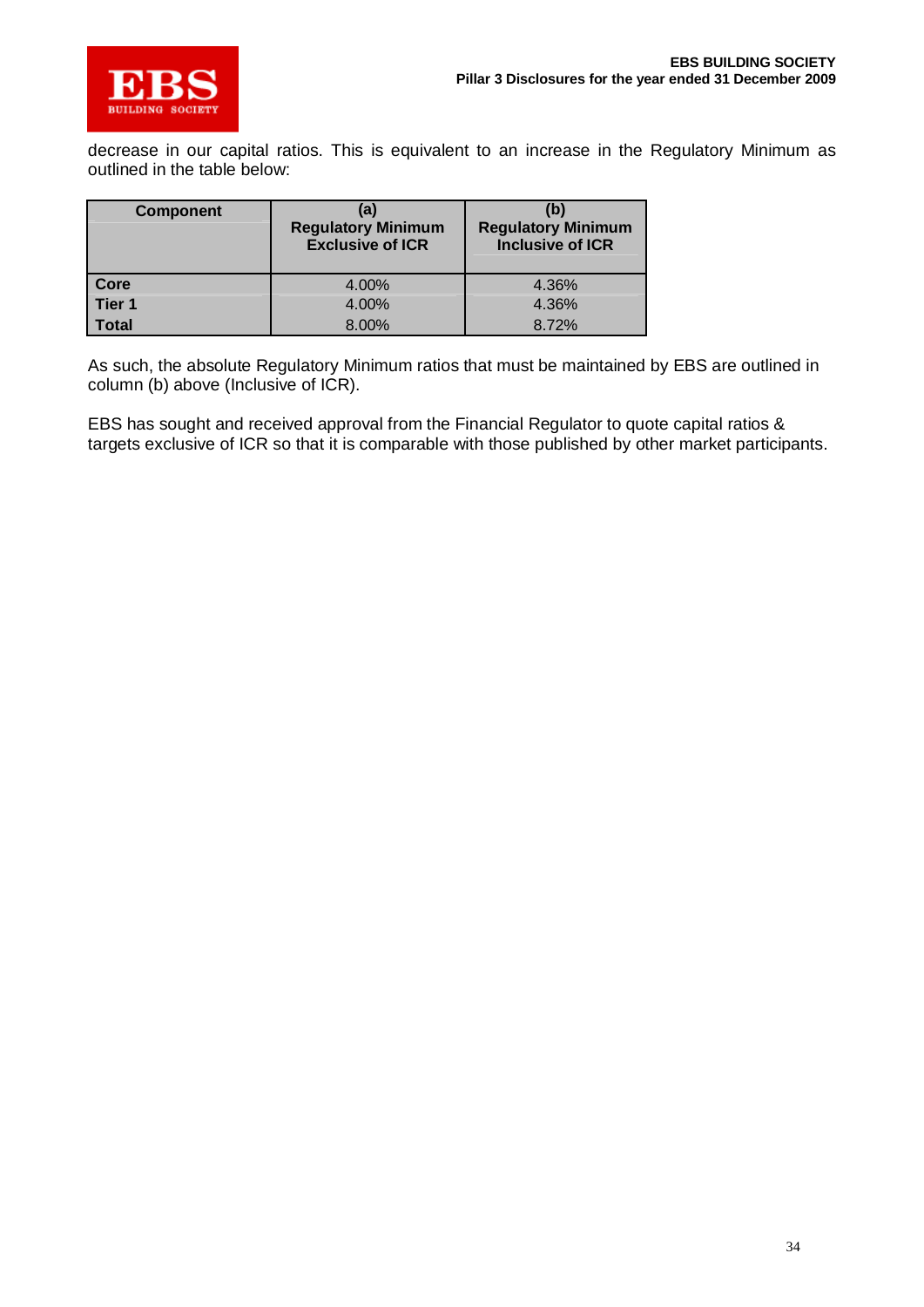decrease in our capital ratios. This is equivalent to an increase in the Regulatory Minimum as outlined in the table below:

| Component | (a) Regulatory Minimum Exclusive of ICR | (b) Regulatory Minimum Inclusive of ICR |
|---|---|---|
| **Core** | 4.00% | 4.36% |
| **Tier 1** | 4.00% | 4.36% |
| **Total** | 8.00% | 8.72% |

As such, the absolute Regulatory Minimum ratios that must be maintained by EBS are outlined in column (b) above (Inclusive of ICR).

EBS has sought and received approval from the Financial Regulator to quote capital ratios & targets exclusive of ICR so that it is comparable with those published by other market participants.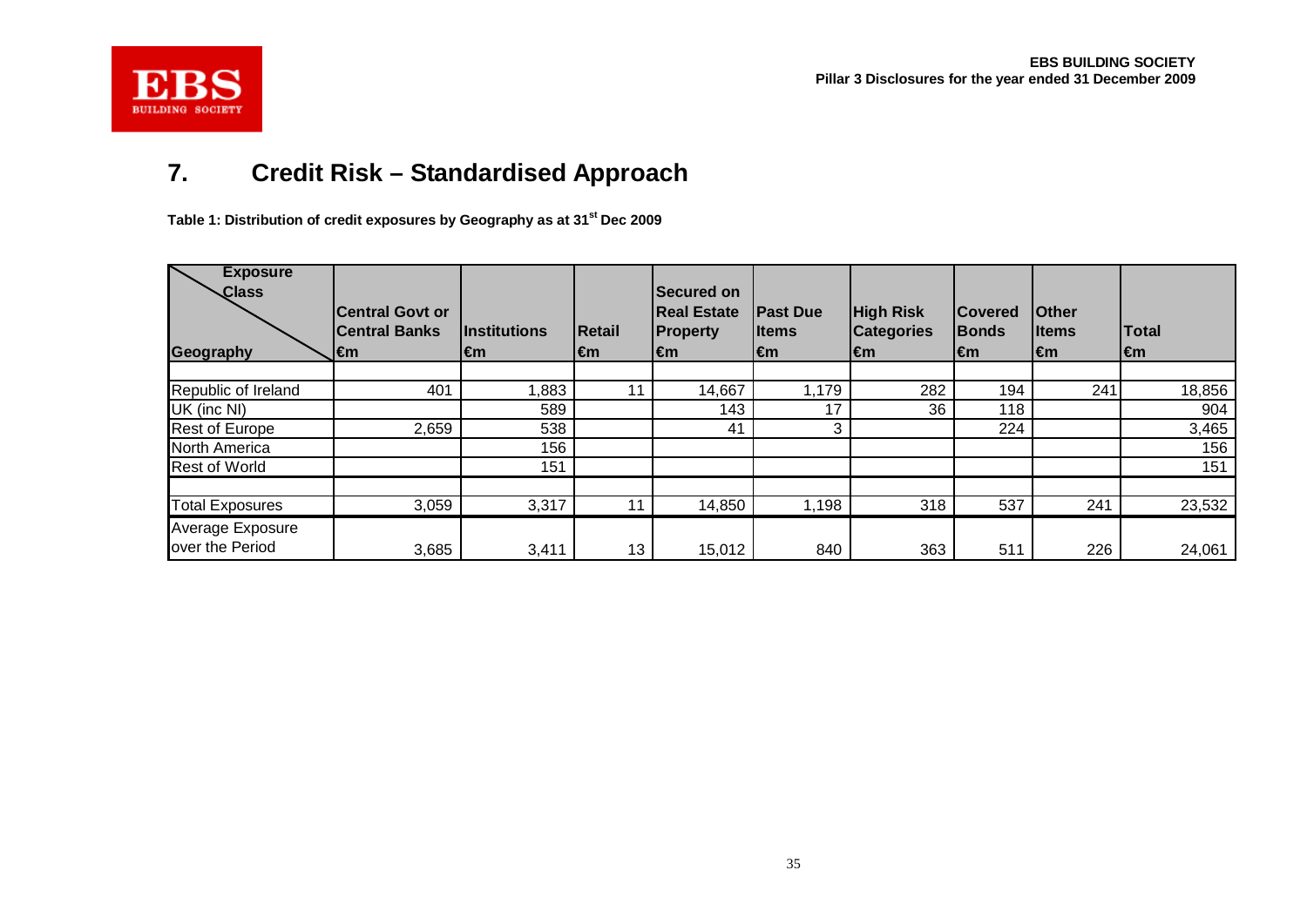## 7. Credit Risk – Standardised Approach

**Table 1: Distribution of credit exposures by Geography as at 31st Dec 2009**

| Geography \ Exposure Class | Central Govt or Central Banks €m | Institutions €m | Retail €m | Secured on Real Estate Property €m | Past Due Items €m | High Risk Categories €m | Covered Bonds €m | Other Items €m | Total €m |
|---|---|---|---|---|---|---|---|---|---|
| Republic of Ireland | 401 | 1,883 | 11 | 14,667 | 1,179 | 282 | 194 | 241 | 18,856 |
| UK (inc NI) | | 589 | | 143 | 17 | 36 | 118 | | 904 |
| Rest of Europe | 2,659 | 538 | | 41 | 3 | | 224 | | 3,465 |
| North America | | 156 | | | | | | | 156 |
| Rest of World | | 151 | | | | | | | 151 |
| Total Exposures | 3,059 | 3,317 | 11 | 14,850 | 1,198 | 318 | 537 | 241 | 23,532 |
| Average Exposure over the Period | 3,685 | 3,411 | 13 | 15,012 | 840 | 363 | 511 | 226 | 24,061 |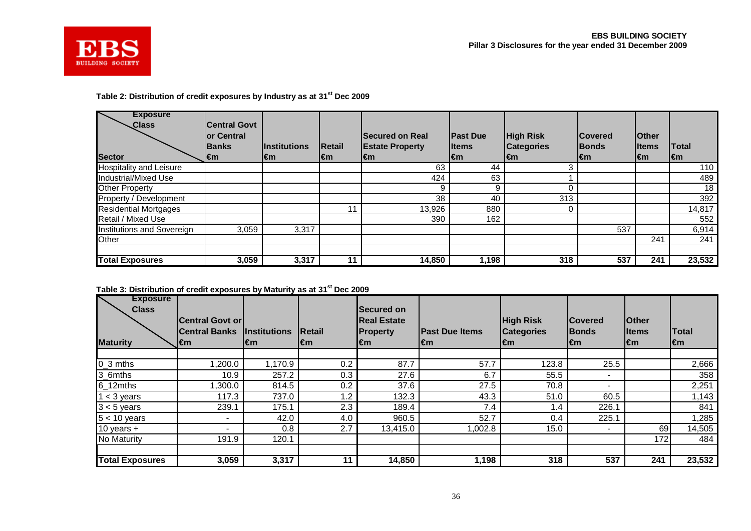### Table 2: Distribution of credit exposures by Industry as at 31st Dec 2009

| Sector \ Exposure Class | Central Govt or Central Banks €m | Institutions €m | Retail €m | Secured on Real Estate Property €m | Past Due Items €m | High Risk Categories €m | Covered Bonds €m | Other Items €m | Total €m |
|---|---|---|---|---|---|---|---|---|---|
| Hospitality and Leisure | | | | 63 | 44 | 3 | | | 110 |
| Industrial/Mixed Use | | | | 424 | 63 | 1 | | | 489 |
| Other Property | | | | 9 | 9 | 0 | | | 18 |
| Property / Development | | | | 38 | 40 | 313 | | | 392 |
| Residential Mortgages | | | 11 | 13,926 | 880 | 0 | | | 14,817 |
| Retail / Mixed Use | | | | 390 | 162 | | | | 552 |
| Institutions and Sovereign | 3,059 | 3,317 | | | | | 537 | | 6,914 |
| Other | | | | | | | | 241 | 241 |
| | | | | | | | | | |
| **Total Exposures** | **3,059** | **3,317** | **11** | **14,850** | **1,198** | **318** | **537** | **241** | **23,532** |

### Table 3: Distribution of credit exposures by Maturity as at 31st Dec 2009

| Maturity \ Exposure Class | Central Govt or Central Banks €m | Institutions €m | Retail €m | Secured on Real Estate Property €m | Past Due Items €m | High Risk Categories €m | Covered Bonds €m | Other Items €m | Total €m |
|---|---|---|---|---|---|---|---|---|---|
| | | | | | | | | | |
| 0_3 mths | 1,200.0 | 1,170.9 | 0.2 | 87.7 | 57.7 | 123.8 | 25.5 | | 2,666 |
| 3_6mths | 10.9 | 257.2 | 0.3 | 27.6 | 6.7 | 55.5 | - | | 358 |
| 6_12mths | 1,300.0 | 814.5 | 0.2 | 37.6 | 27.5 | 70.8 | - | | 2,251 |
| 1 < 3 years | 117.3 | 737.0 | 1.2 | 132.3 | 43.3 | 51.0 | 60.5 | | 1,143 |
| 3 < 5 years | 239.1 | 175.1 | 2.3 | 189.4 | 7.4 | 1.4 | 226.1 | | 841 |
| 5 < 10 years | - | 42.0 | 4.0 | 960.5 | 52.7 | 0.4 | 225.1 | | 1,285 |
| 10 years + | - | 0.8 | 2.7 | 13,415.0 | 1,002.8 | 15.0 | - | 69 | 14,505 |
| No Maturity | 191.9 | 120.1 | | | | | | 172 | 484 |
| | | | | | | | | | |
| **Total Exposures** | **3,059** | **3,317** | **11** | **14,850** | **1,198** | **318** | **537** | **241** | **23,532** |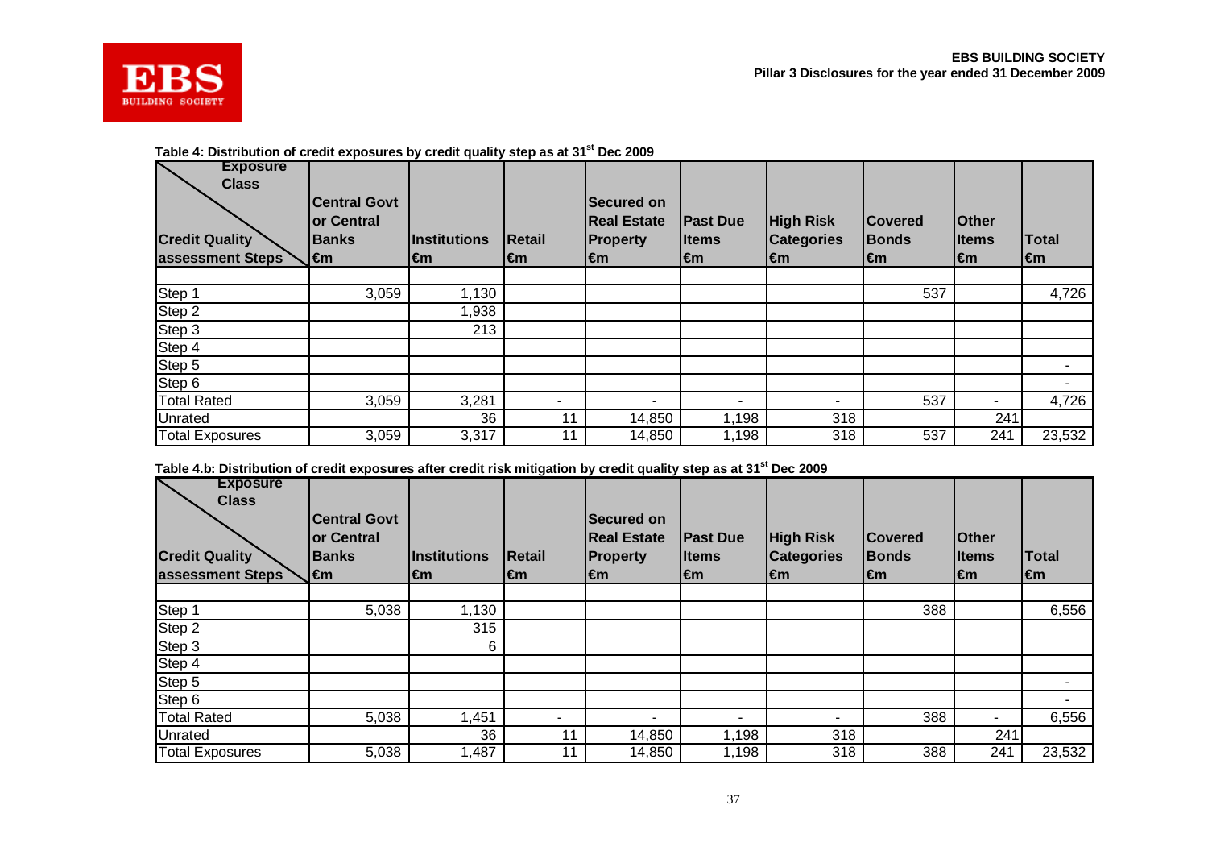**Table 4: Distribution of credit exposures by credit quality step as at 31st Dec 2009**

| Credit Quality assessment Steps \ Exposure Class | Central Govt or Central Banks €m | Institutions €m | Retail €m | Secured on Real Estate Property €m | Past Due Items €m | High Risk Categories €m | Covered Bonds €m | Other Items €m | Total €m |
|---|---|---|---|---|---|---|---|---|---|
| Step 1 | 3,059 | 1,130 | | | | | 537 | | 4,726 |
| Step 2 | | 1,938 | | | | | | | |
| Step 3 | | 213 | | | | | | | |
| Step 4 | | | | | | | | | |
| Step 5 | | | | | | | | | - |
| Step 6 | | | | | | | | | - |
| Total Rated | 3,059 | 3,281 | - | - | - | - | 537 | - | 4,726 |
| Unrated | | 36 | 11 | 14,850 | 1,198 | 318 | | 241 | |
| Total Exposures | 3,059 | 3,317 | 11 | 14,850 | 1,198 | 318 | 537 | 241 | 23,532 |

**Table 4.b: Distribution of credit exposures after credit risk mitigation by credit quality step as at 31st Dec 2009**

| Credit Quality assessment Steps \ Exposure Class | Central Govt or Central Banks €m | Institutions €m | Retail €m | Secured on Real Estate Property €m | Past Due Items €m | High Risk Categories €m | Covered Bonds €m | Other Items €m | Total €m |
|---|---|---|---|---|---|---|---|---|---|
| Step 1 | 5,038 | 1,130 | | | | | 388 | | 6,556 |
| Step 2 | | 315 | | | | | | | |
| Step 3 | | 6 | | | | | | | |
| Step 4 | | | | | | | | | |
| Step 5 | | | | | | | | | - |
| Step 6 | | | | | | | | | - |
| Total Rated | 5,038 | 1,451 | - | - | - | - | 388 | - | 6,556 |
| Unrated | | 36 | 11 | 14,850 | 1,198 | 318 | | 241 | |
| Total Exposures | 5,038 | 1,487 | 11 | 14,850 | 1,198 | 318 | 388 | 241 | 23,532 |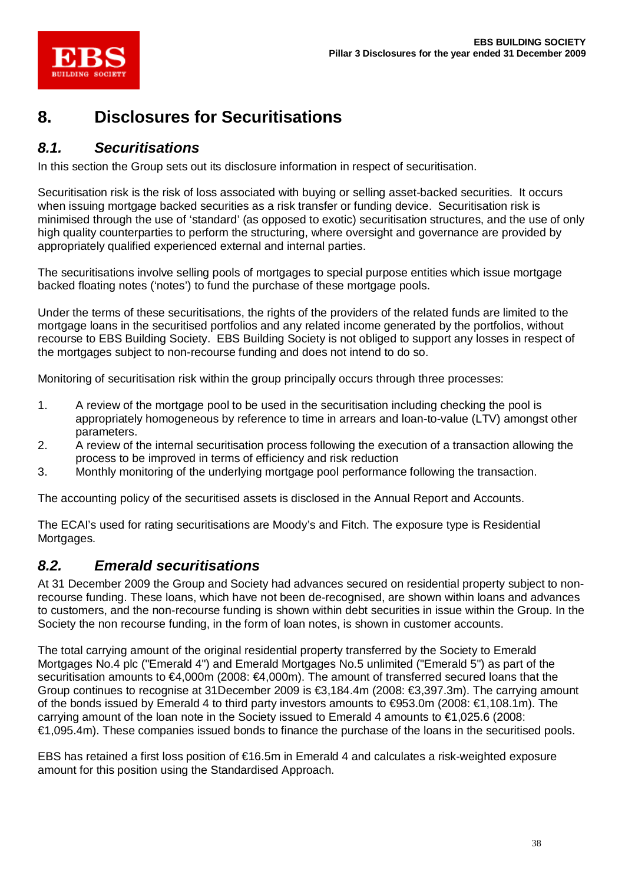# 8. Disclosures for Securitisations

## *8.1. Securitisations*

In this section the Group sets out its disclosure information in respect of securitisation.

Securitisation risk is the risk of loss associated with buying or selling asset-backed securities. It occurs when issuing mortgage backed securities as a risk transfer or funding device. Securitisation risk is minimised through the use of 'standard' (as opposed to exotic) securitisation structures, and the use of only high quality counterparties to perform the structuring, where oversight and governance are provided by appropriately qualified experienced external and internal parties.

The securitisations involve selling pools of mortgages to special purpose entities which issue mortgage backed floating notes ('notes') to fund the purchase of these mortgage pools.

Under the terms of these securitisations, the rights of the providers of the related funds are limited to the mortgage loans in the securitised portfolios and any related income generated by the portfolios, without recourse to EBS Building Society. EBS Building Society is not obliged to support any losses in respect of the mortgages subject to non-recourse funding and does not intend to do so.

Monitoring of securitisation risk within the group principally occurs through three processes:

1. A review of the mortgage pool to be used in the securitisation including checking the pool is appropriately homogeneous by reference to time in arrears and loan-to-value (LTV) amongst other parameters.
2. A review of the internal securitisation process following the execution of a transaction allowing the process to be improved in terms of efficiency and risk reduction
3. Monthly monitoring of the underlying mortgage pool performance following the transaction.

The accounting policy of the securitised assets is disclosed in the Annual Report and Accounts.

The ECAI's used for rating securitisations are Moody's and Fitch. The exposure type is Residential Mortgages.

## *8.2. Emerald securitisations*

At 31 December 2009 the Group and Society had advances secured on residential property subject to non-recourse funding. These loans, which have not been de-recognised, are shown within loans and advances to customers, and the non-recourse funding is shown within debt securities in issue within the Group. In the Society the non recourse funding, in the form of loan notes, is shown in customer accounts.

The total carrying amount of the original residential property transferred by the Society to Emerald Mortgages No.4 plc ("Emerald 4") and Emerald Mortgages No.5 unlimited ("Emerald 5") as part of the securitisation amounts to €4,000m (2008: €4,000m). The amount of transferred secured loans that the Group continues to recognise at 31December 2009 is €3,184.4m (2008: €3,397.3m). The carrying amount of the bonds issued by Emerald 4 to third party investors amounts to €953.0m (2008: €1,108.1m). The carrying amount of the loan note in the Society issued to Emerald 4 amounts to €1,025.6 (2008: €1,095.4m). These companies issued bonds to finance the purchase of the loans in the securitised pools.

EBS has retained a first loss position of €16.5m in Emerald 4 and calculates a risk-weighted exposure amount for this position using the Standardised Approach.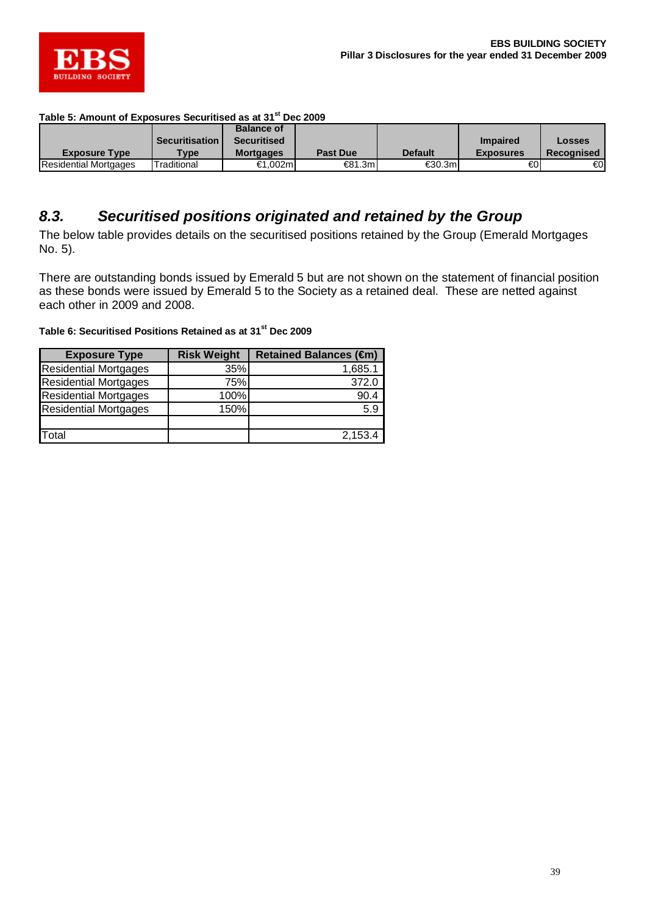**Table 5: Amount of Exposures Securitised as at 31st Dec 2009**

| Exposure Type | Securitisation Type | Balance of Securitised Mortgages | Past Due | Default | Impaired Exposures | Losses Recognised |
|---|---|---|---|---|---|---|
| Residential Mortgages | Traditional | €1,002m | €81.3m | €30.3m | €0 | €0 |

## *8.3. Securitised positions originated and retained by the Group*

The below table provides details on the securitised positions retained by the Group (Emerald Mortgages No. 5).

There are outstanding bonds issued by Emerald 5 but are not shown on the statement of financial position as these bonds were issued by Emerald 5 to the Society as a retained deal. These are netted against each other in 2009 and 2008.

**Table 6: Securitised Positions Retained as at 31st Dec 2009**

| Exposure Type | Risk Weight | Retained Balances (€m) |
|---|---|---|
| Residential Mortgages | 35% | 1,685.1 |
| Residential Mortgages | 75% | 372.0 |
| Residential Mortgages | 100% | 90.4 |
| Residential Mortgages | 150% | 5.9 |
| | | |
| Total | | 2,153.4 |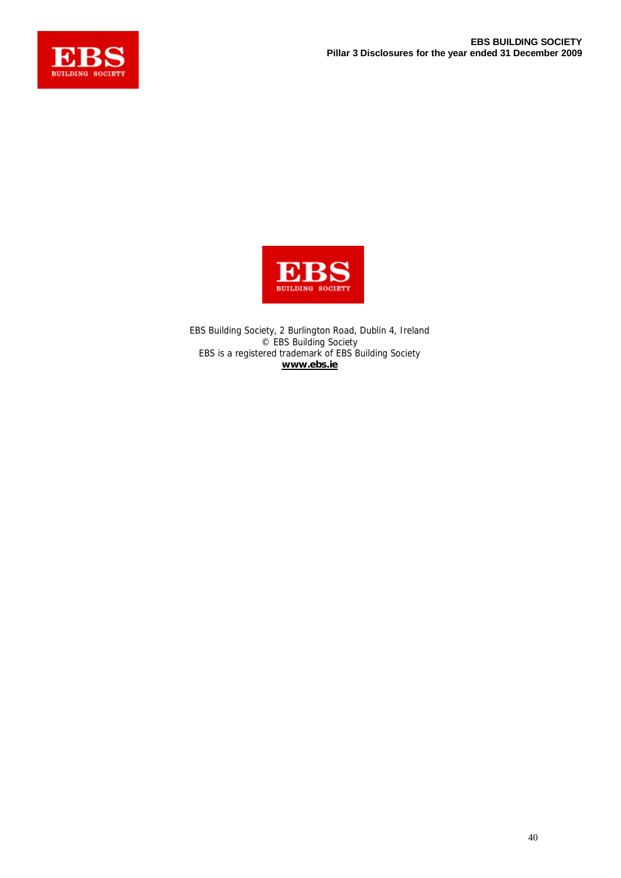EBS Building Society, 2 Burlington Road, Dublin 4, Ireland
© EBS Building Society
EBS is a registered trademark of EBS Building Society
**www.ebs.ie**